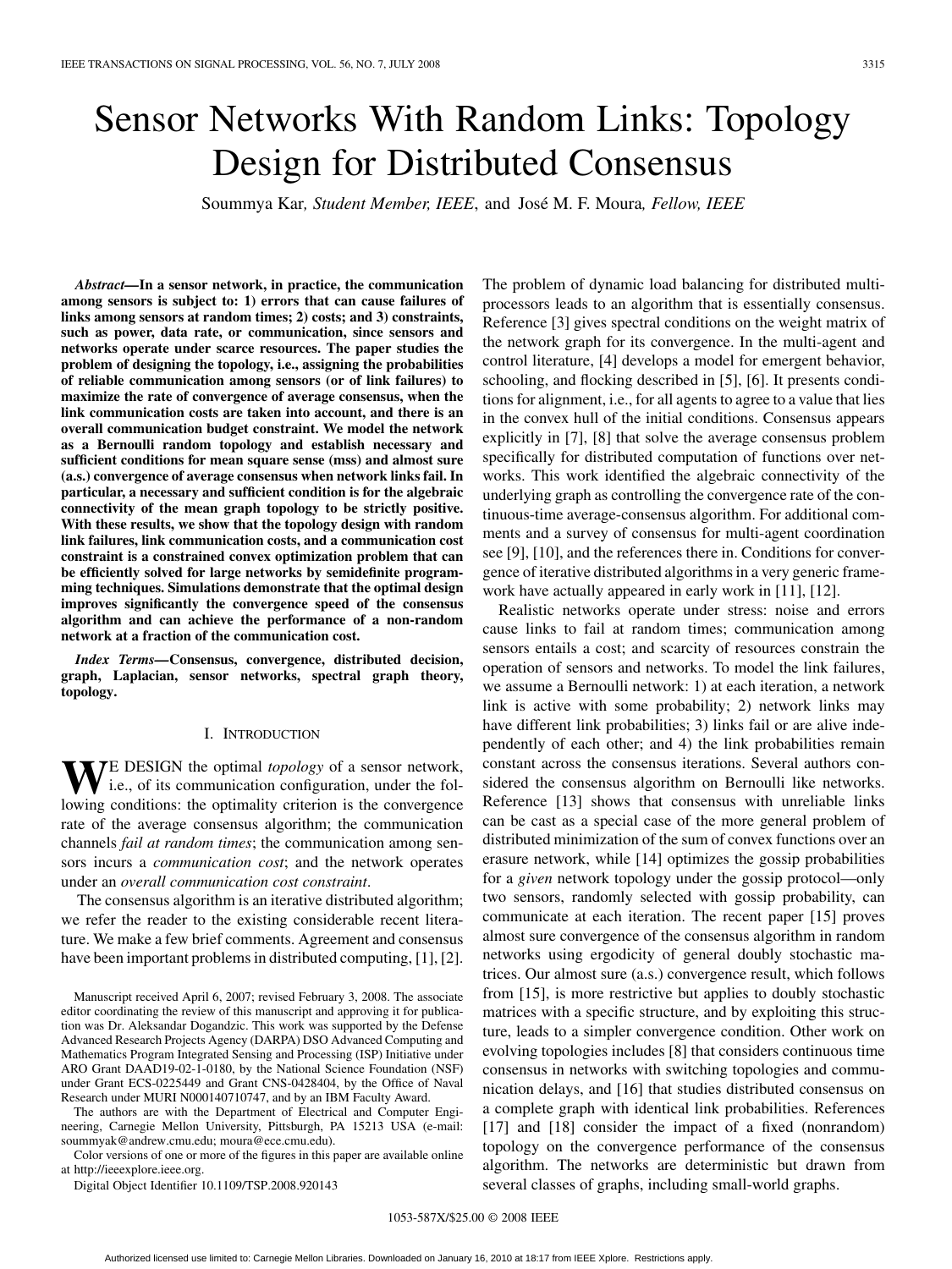# Sensor Networks With Random Links: Topology Design for Distributed Consensus

Soummya Kar, *Student Member, IEEE*, and José M. F. Moura, *Fellow, IEEE*

***Abstract*—In a sensor network, in practice, the communication among sensors is subject to: 1) errors that can cause failures of links among sensors at random times; 2) costs; and 3) constraints, such as power, data rate, or communication, since sensors and networks operate under scarce resources. The paper studies the problem of designing the topology, i.e., assigning the probabilities of reliable communication among sensors (or of link failures) to maximize the rate of convergence of average consensus, when the link communication costs are taken into account, and there is an overall communication budget constraint. We model the network as a Bernoulli random topology and establish necessary and sufficient conditions for mean square sense (mss) and almost sure (a.s.) convergence of average consensus when network links fail. In particular, a necessary and sufficient condition is for the algebraic connectivity of the mean graph topology to be strictly positive. With these results, we show that the topology design with random link failures, link communication costs, and a communication cost constraint is a constrained convex optimization problem that can be efficiently solved for large networks by semidefinite programming techniques. Simulations demonstrate that the optimal design improves significantly the convergence speed of the consensus algorithm and can achieve the performance of a non-random network at a fraction of the communication cost.**

***Index Terms*—Consensus, convergence, distributed decision, graph, Laplacian, sensor networks, spectral graph theory, topology.**

## I. Introduction

We DESIGN the optimal *topology* of a sensor network, i.e., of its communication configuration, under the following conditions: the optimality criterion is the convergence rate of the average consensus algorithm; the communication channels *fail at random times*; the communication among sensors incurs a *communication cost*; and the network operates under an *overall communication cost constraint*.

The consensus algorithm is an iterative distributed algorithm; we refer the reader to the existing considerable recent literature. We make a few brief comments. Agreement and consensus have been important problems in distributed computing, [1], [2]. The problem of dynamic load balancing for distributed multiprocessors leads to an algorithm that is essentially consensus. Reference [3] gives spectral conditions on the weight matrix of the network graph for its convergence. In the multi-agent and control literature, [4] develops a model for emergent behavior, schooling, and flocking described in [5], [6]. It presents conditions for alignment, i.e., for all agents to agree to a value that lies in the convex hull of the initial conditions. Consensus appears explicitly in [7], [8] that solve the average consensus problem specifically for distributed computation of functions over networks. This work identified the algebraic connectivity of the underlying graph as controlling the convergence rate of the continuous-time average-consensus algorithm. For additional comments and a survey of consensus for multi-agent coordination see [9], [10], and the references there in. Conditions for convergence of iterative distributed algorithms in a very generic framework have actually appeared in early work in [11], [12].

Realistic networks operate under stress: noise and errors cause links to fail at random times; communication among sensors entails a cost; and scarcity of resources constrain the operation of sensors and networks. To model the link failures, we assume a Bernoulli network: 1) at each iteration, a network link is active with some probability; 2) network links may have different link probabilities; 3) links fail or are alive independently of each other; and 4) the link probabilities remain constant across the consensus iterations. Several authors considered the consensus algorithm on Bernoulli like networks. Reference [13] shows that consensus with unreliable links can be cast as a special case of the more general problem of distributed minimization of the sum of convex functions over an erasure network, while [14] optimizes the gossip probabilities for a *given* network topology under the gossip protocol—only two sensors, randomly selected with gossip probability, can communicate at each iteration. The recent paper [15] proves almost sure convergence of the consensus algorithm in random networks using ergodicity of general doubly stochastic matrices. Our almost sure (a.s.) convergence result, which follows from [15], is more restrictive but applies to doubly stochastic matrices with a specific structure, and by exploiting this structure, leads to a simpler convergence condition. Other work on evolving topologies includes [8] that considers continuous time consensus in networks with switching topologies and communication delays, and [16] that studies distributed consensus on a complete graph with identical link probabilities. References [17] and [18] consider the impact of a fixed (nonrandom) topology on the convergence performance of the consensus algorithm. The networks are deterministic but drawn from several classes of graphs, including small-world graphs.

Manuscript received April 6, 2007; revised February 3, 2008. The associate editor coordinating the review of this manuscript and approving it for publication was Dr. Aleksandar Dogandzic. This work was supported by the Defense Advanced Research Projects Agency (DARPA) DSO Advanced Computing and Mathematics Program Integrated Sensing and Processing (ISP) Initiative under ARO Grant DAAD19-02-1-0180, by the National Science Foundation (NSF) under Grant ECS-0225449 and Grant CNS-0428404, by the Office of Naval Research under MURI N000140710747, and by an IBM Faculty Award.

The authors are with the Department of Electrical and Computer Engineering, Carnegie Mellon University, Pittsburgh, PA 15213 USA (e-mail: soummyak@andrew.cmu.edu; moura@ece.cmu.edu).

Color versions of one or more of the figures in this paper are available online at http://ieeexplore.ieee.org.

Digital Object Identifier 10.1109/TSP.2008.920143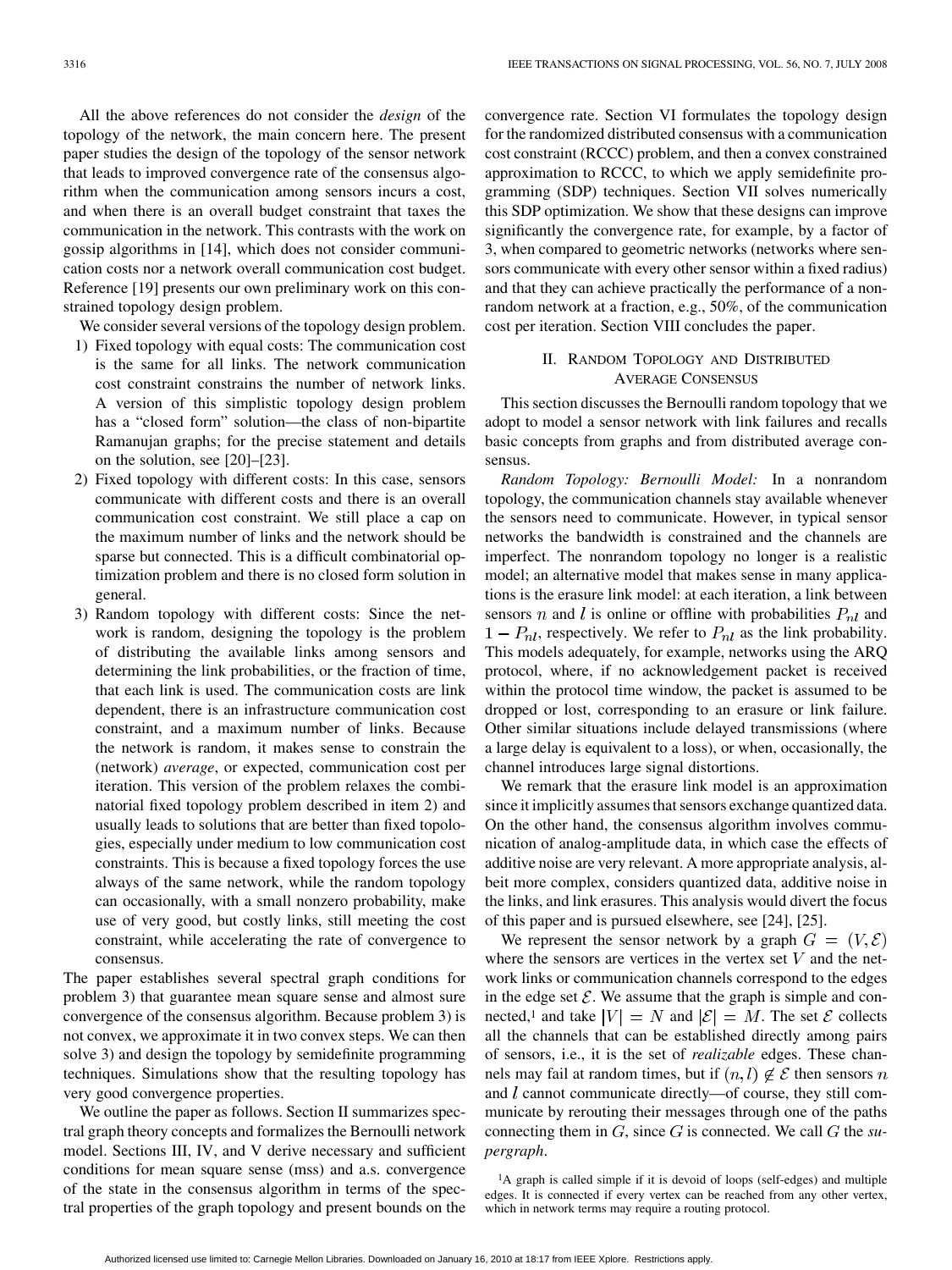All the above references do not consider the *design* of the topology of the network, the main concern here. The present paper studies the design of the topology of the sensor network that leads to improved convergence rate of the consensus algorithm when the communication among sensors incurs a cost, and when there is an overall budget constraint that taxes the communication in the network. This contrasts with the work on gossip algorithms in [14], which does not consider communication costs nor a network overall communication cost budget. Reference [19] presents our own preliminary work on this constrained topology design problem.

We consider several versions of the topology design problem.

1) Fixed topology with equal costs: The communication cost is the same for all links. The network communication cost constraint constrains the number of network links. A version of this simplistic topology design problem has a "closed form" solution—the class of non-bipartite Ramanujan graphs; for the precise statement and details on the solution, see [20]–[23].
2) Fixed topology with different costs: In this case, sensors communicate with different costs and there is an overall communication cost constraint. We still place a cap on the maximum number of links and the network should be sparse but connected. This is a difficult combinatorial optimization problem and there is no closed form solution in general.
3) Random topology with different costs: Since the network is random, designing the topology is the problem of distributing the available links among sensors and determining the link probabilities, or the fraction of time, that each link is used. The communication costs are link dependent, there is an infrastructure communication cost constraint, and a maximum number of links. Because the network is random, it makes sense to constrain the (network) *average*, or expected, communication cost per iteration. This version of the problem relaxes the combinatorial fixed topology problem described in item 2) and usually leads to solutions that are better than fixed topologies, especially under medium to low communication cost constraints. This is because a fixed topology forces the use always of the same network, while the random topology can occasionally, with a small nonzero probability, make use of very good, but costly links, still meeting the cost constraint, while accelerating the rate of convergence to consensus.

The paper establishes several spectral graph conditions for problem 3) that guarantee mean square sense and almost sure convergence of the consensus algorithm. Because problem 3) is not convex, we approximate it in two convex steps. We can then solve 3) and design the topology by semidefinite programming techniques. Simulations show that the resulting topology has very good convergence properties.

We outline the paper as follows. Section II summarizes spectral graph theory concepts and formalizes the Bernoulli network model. Sections III, IV, and V derive necessary and sufficient conditions for mean square sense (mss) and a.s. convergence of the state in the consensus algorithm in terms of the spectral properties of the graph topology and present bounds on the convergence rate. Section VI formulates the topology design for the randomized distributed consensus with a communication cost constraint (RCCC) problem, and then a convex constrained approximation to RCCC, to which we apply semidefinite programming (SDP) techniques. Section VII solves numerically this SDP optimization. We show that these designs can improve significantly the convergence rate, for example, by a factor of 3, when compared to geometric networks (networks where sensors communicate with every other sensor within a fixed radius) and that they can achieve practically the performance of a nonrandom network at a fraction, e.g., 50%, of the communication cost per iteration. Section VIII concludes the paper.

## II. Random Topology and Distributed Average Consensus

This section discusses the Bernoulli random topology that we adopt to model a sensor network with link failures and recalls basic concepts from graphs and from distributed average consensus.

*Random Topology: Bernoulli Model:* In a nonrandom topology, the communication channels stay available whenever the sensors need to communicate. However, in typical sensor networks the bandwidth is constrained and the channels are imperfect. The nonrandom topology no longer is a realistic model; an alternative model that makes sense in many applications is the erasure link model: at each iteration, a link between sensors $n$ and $l$ is online or offline with probabilities $P_{nl}$ and $1 - P_{nl}$, respectively. We refer to $P_{nl}$ as the link probability. This models adequately, for example, networks using the ARQ protocol, where, if no acknowledgement packet is received within the protocol time window, the packet is assumed to be dropped or lost, corresponding to an erasure or link failure. Other similar situations include delayed transmissions (where a large delay is equivalent to a loss), or when, occasionally, the channel introduces large signal distortions.

We remark that the erasure link model is an approximation since it implicitly assumes that sensors exchange quantized data. On the other hand, the consensus algorithm involves communication of analog-amplitude data, in which case the effects of additive noise are very relevant. A more appropriate analysis, albeit more complex, considers quantized data, additive noise in the links, and link erasures. This analysis would divert the focus of this paper and is pursued elsewhere, see [24], [25].

We represent the sensor network by a graph $G = (V, \mathcal{E})$ where the sensors are vertices in the vertex set $V$ and the network links or communication channels correspond to the edges in the edge set $\mathcal{E}$. We assume that the graph is simple and connected,[1] and take $|V| = N$ and $|\mathcal{E}| = M$. The set $\mathcal{E}$ collects all the channels that can be established directly among pairs of sensors, i.e., it is the set of *realizable* edges. These channels may fail at random times, but if $(n, l) \notin \mathcal{E}$ then sensors $n$ and $l$ cannot communicate directly—of course, they still communicate by rerouting their messages through one of the paths connecting them in $G$, since $G$ is connected. We call $G$ the *supergraph*.

[1] A graph is called simple if it is devoid of loops (self-edges) and multiple edges. It is connected if every vertex can be reached from any other vertex, which in network terms may require a routing protocol.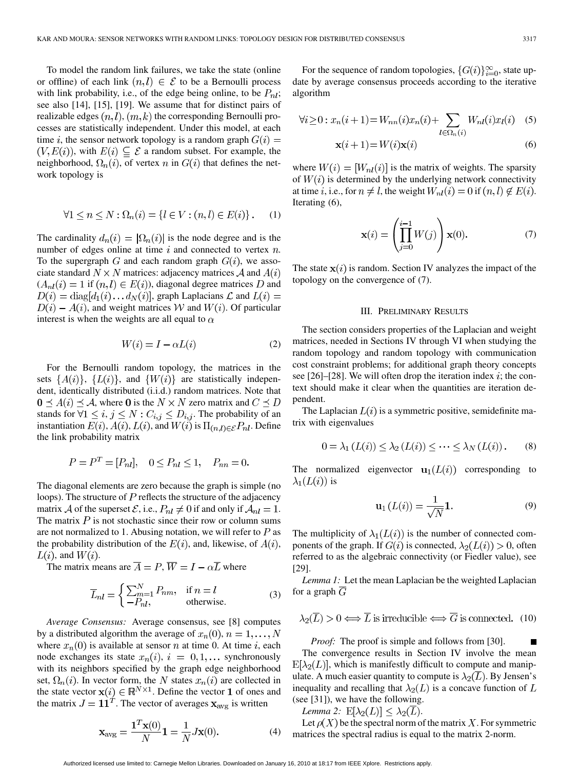To model the random link failures, we take the state (online or offline) of each link $(n,l) \in \mathcal{E}$ to be a Bernoulli process with link probability, i.e., of the edge being online, to be $P_{nl}$; see also [14], [15], [19]. We assume that for distinct pairs of realizable edges $(n,l)$, $(m,k)$ the corresponding Bernoulli processes are statistically independent. Under this model, at each time $i$, the sensor network topology is a random graph $G(i) = (V, E(i))$, with $E(i) \subseteq \mathcal{E}$ a random subset. For example, the neighborhood, $\Omega_n(i)$, of vertex $n$ in $G(i)$ that defines the network topology is

$$\forall 1 \leq n \leq N : \Omega_n(i) = \{l \in V : (n,l) \in E(i)\}. \quad (1)$$

The cardinality $d_n(i) = |\Omega_n(i)|$ is the node degree and is the number of edges online at time $i$ and connected to vertex $n$. To the supergraph $G$ and each random graph $G(i)$, we associate standard $N \times N$ matrices: adjacency matrices $\mathcal{A}$ and $A(i)$ ($A_{nl}(i) = 1$ if $(n,l) \in E(i)$), diagonal degree matrices $D$ and $D(i) = \mathrm{diag}[d_1(i) \ldots d_N(i)]$, graph Laplacians $\mathcal{L}$ and $L(i) = D(i) - A(i)$, and weight matrices $\mathcal{W}$ and $W(i)$. Of particular interest is when the weights are all equal to $\alpha$

$$W(i) = I - \alpha L(i) \quad (2)$$

For the Bernoulli random topology, the matrices in the sets $\{A(i)\}$, $\{L(i)\}$, and $\{W(i)\}$ are statistically independent, identically distributed (i.i.d.) random matrices. Note that $\mathbf{0} \preceq A(i) \preceq \mathcal{A}$, where $\mathbf{0}$ is the $N \times N$ zero matrix and $C \preceq D$ stands for $\forall 1 \leq i, j \leq N : C_{i,j} \leq D_{i,j}$. The probability of an instantiation $E(i)$, $A(i)$, $L(i)$, and $W(i)$ is $\Pi_{(n,l) \in \mathcal{E}} P_{nl}$. Define the link probability matrix

$$P = P^T = [P_{nl}], \quad 0 \leq P_{nl} \leq 1, \quad P_{nn} = 0.$$

The diagonal elements are zero because the graph is simple (no loops). The structure of $P$ reflects the structure of the adjacency matrix $\mathcal{A}$ of the superset $\mathcal{E}$, i.e., $P_{nl} \neq 0$ if and only if $\mathcal{A}_{nl} = 1$. The matrix $P$ is not stochastic since their row or column sums are not normalized to 1. Abusing notation, we will refer to $P$ as the probability distribution of the $E(i)$, and, likewise, of $A(i)$, $L(i)$, and $W(i)$.

The matrix means are $\overline{A} = P$, $\overline{W} = I - \alpha \overline{L}$ where

$$\overline{L}_{nl} = \begin{cases} \sum_{m=1}^{N} P_{nm}, & \text{if } n = l \\ -P_{nl}, & \text{otherwise.} \end{cases} \quad (3)$$

*Average Consensus:* Average consensus, see [8] computes by a distributed algorithm the average of $x_n(0)$, $n = 1, \ldots, N$ where $x_n(0)$ is available at sensor $n$ at time 0. At time $i$, each node exchanges its state $x_n(i)$, $i = 0, 1, \ldots$ synchronously with its neighbors specified by the graph edge neighborhood set, $\Omega_n(i)$. In vector form, the $N$ states $x_n(i)$ are collected in the state vector $\mathbf{x}(i) \in \mathbb{R}^{N \times 1}$. Define the vector $\mathbf{1}$ of ones and the matrix $J = \mathbf{1}\mathbf{1}^T$. The vector of averages $\mathbf{x}_{\text{avg}}$ is written

$$\mathbf{x}_{\text{avg}} = \frac{\mathbf{1}^T \mathbf{x}(0)}{N} \mathbf{1} = \frac{1}{N} J \mathbf{x}(0). \quad (4)$$

For the sequence of random topologies, $\{G(i)\}_{i=0}^{\infty}$, state update by average consensus proceeds according to the iterative algorithm

$$\forall i \geq 0 : x_n(i+1) = W_{nn}(i) x_n(i) + \sum_{l \in \Omega_n(i)} W_{nl}(i) x_l(i) \quad (5)$$

$$\mathbf{x}(i+1) = W(i) \mathbf{x}(i) \quad (6)$$

where $W(i) = [W_{nl}(i)]$ is the matrix of weights. The sparsity of $W(i)$ is determined by the underlying network connectivity at time $i$, i.e., for $n \neq l$, the weight $W_{nl}(i) = 0$ if $(n,l) \notin E(i)$. Iterating (6),

$$\mathbf{x}(i) = \left( \prod_{j=0}^{i-1} W(j) \right) \mathbf{x}(0). \quad (7)$$

The state $\mathbf{x}(i)$ is random. Section IV analyzes the impact of the topology on the convergence of (7).

## III. Preliminary Results

The section considers properties of the Laplacian and weight matrices, needed in Sections IV through VI when studying the random topology and random topology with communication cost constraint problems; for additional graph theory concepts see [26]–[28]. We will often drop the iteration index $i$; the context should make it clear when the quantities are iteration dependent.

The Laplacian $L(i)$ is a symmetric positive, semidefinite matrix with eigenvalues

$$0 = \lambda_1(L(i)) \leq \lambda_2(L(i)) \leq \cdots \leq \lambda_N(L(i)). \quad (8)$$

The normalized eigenvector $\mathbf{u}_1(L(i))$ corresponding to $\lambda_1(L(i))$ is

$$\mathbf{u}_1(L(i)) = \frac{1}{\sqrt{N}} \mathbf{1}. \quad (9)$$

The multiplicity of $\lambda_1(L(i))$ is the number of connected components of the graph. If $G(i)$ is connected, $\lambda_2(L(i)) > 0$, often referred to as the algebraic connectivity (or Fiedler value), see [29].

*Lemma 1:* Let the mean Laplacian be the weighted Laplacian for a graph $\overline{G}$

$$\lambda_2(\overline{L}) > 0 \Longleftrightarrow \overline{L} \text{ is irreducible} \Longleftrightarrow \overline{G} \text{ is connected.} \quad (10)$$

*Proof:* The proof is simple and follows from [30]. ∎

The convergence results in Section IV involve the mean $\mathrm{E}[\lambda_2(L)]$, which is manifestly difficult to compute and manipulate. A much easier quantity to compute is $\lambda_2(\overline{L})$. By Jensen's inequality and recalling that $\lambda_2(L)$ is a concave function of $L$ (see [31]), we have the following.

*Lemma 2:* $\mathrm{E}[\lambda_2(L)] \leq \lambda_2(\overline{L})$.

Let $\rho(X)$ be the spectral norm of the matrix $X$. For symmetric matrices the spectral radius is equal to the matrix 2-norm.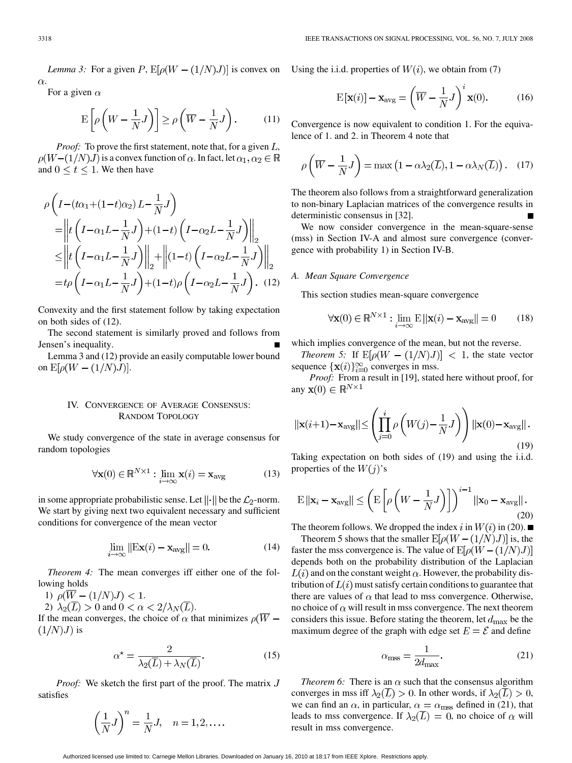*Lemma 3:* For a given $P$, $\mathrm{E}[\rho(W-(1/N)J)]$ is convex on $\alpha$.

For a given $\alpha$

$$\mathrm{E}\left[\rho\left(W-\frac{1}{N}J\right)\right] \geq \rho\left(\overline{W}-\frac{1}{N}J\right). \tag{11}$$

*Proof:* To prove the first statement, note that, for a given $L$, $\rho(W-(1/N)J)$ is a convex function of $\alpha$. In fact, let $\alpha_1, \alpha_2 \in \mathbb{R}$ and $0 \leq t \leq 1$. We then have

$$\begin{aligned}
&\rho\left(I-(t\alpha_1+(1-t)\alpha_2)\,L-\frac{1}{N}J\right) \\
&=\left\|t\left(I-\alpha_1 L-\frac{1}{N}J\right)+(1-t)\left(I-\alpha_2 L-\frac{1}{N}J\right)\right\|_2 \\
&\leq\left\|t\left(I-\alpha_1 L-\frac{1}{N}J\right)\right\|_2+\left\|(1-t)\left(I-\alpha_2 L-\frac{1}{N}J\right)\right\|_2 \\
&=t\rho\left(I-\alpha_1 L-\frac{1}{N}J\right)+(1-t)\rho\left(I-\alpha_2 L-\frac{1}{N}J\right).
\end{aligned} \tag{12}$$

Convexity and the first statement follow by taking expectation on both sides of (12).

The second statement is similarly proved and follows from Jensen's inequality. ■

Lemma 3 and (12) provide an easily computable lower bound on $\mathrm{E}[\rho(W-(1/N)J)]$.

## IV. Convergence of Average Consensus: Random Topology

We study convergence of the state in average consensus for random topologies

$$\forall \mathbf{x}(0) \in \mathbb{R}^{N\times 1} : \lim_{i\to\infty} \mathbf{x}(i) = \mathbf{x}_{\mathrm{avg}} \tag{13}$$

in some appropriate probabilistic sense. Let $\|\cdot\|$ be the $\mathcal{L}_2$-norm. We start by giving next two equivalent necessary and sufficient conditions for convergence of the mean vector

$$\lim_{i\to\infty} \|\mathrm{E}\mathbf{x}(i) - \mathbf{x}_{\mathrm{avg}}\| = 0. \tag{14}$$

*Theorem 4:* The mean converges iff either one of the following holds

1) $\rho(\overline{W}-(1/N)J) < 1$.
2) $\lambda_2(\overline{L}) > 0$ and $0 < \alpha < 2/\lambda_N(\overline{L})$.

If the mean converges, the choice of $\alpha$ that minimizes $\rho(\overline{W}-(1/N)J)$ is

$$\alpha^{\star} = \frac{2}{\lambda_2(\overline{L})+\lambda_N(\overline{L})}. \tag{15}$$

*Proof:* We sketch the first part of the proof. The matrix $J$ satisfies

$$\left(\frac{1}{N}J\right)^n = \frac{1}{N}J, \quad n = 1, 2, \ldots.$$

Using the i.i.d. properties of $W(i)$, we obtain from (7)

$$\mathrm{E}[\mathbf{x}(i)] - \mathbf{x}_{\mathrm{avg}} = \left(\overline{W}-\frac{1}{N}J\right)^i \mathbf{x}(0). \tag{16}$$

Convergence is now equivalent to condition 1. For the equivalence of 1. and 2. in Theorem 4 note that

$$\rho\left(\overline{W}-\frac{1}{N}J\right) = \max\left(1-\alpha\lambda_2(\overline{L}), 1-\alpha\lambda_N(\overline{L})\right). \tag{17}$$

The theorem also follows from a straightforward generalization to non-binary Laplacian matrices of the convergence results in deterministic consensus in [32]. ■

We now consider convergence in the mean-square-sense (mss) in Section IV-A and almost sure convergence (convergence with probability 1) in Section IV-B.

### A. Mean Square Convergence

This section studies mean-square convergence

$$\forall \mathbf{x}(0) \in \mathbb{R}^{N\times 1} : \lim_{i\to\infty} \mathrm{E}\|\mathbf{x}(i) - \mathbf{x}_{\mathrm{avg}}\| = 0 \tag{18}$$

which implies convergence of the mean, but not the reverse.

*Theorem 5:* If $\mathrm{E}[\rho(W-(1/N)J)] < 1$, the state vector sequence $\{\mathbf{x}(i)\}_{i=0}^{\infty}$ converges in mss.

*Proof:* From a result in [19], stated here without proof, for any $\mathbf{x}(0) \in \mathbb{R}^{N\times 1}$

$$\|\mathbf{x}(i+1)-\mathbf{x}_{\mathrm{avg}}\| \leq \left(\prod_{j=0}^{i} \rho\left(W(j)-\frac{1}{N}J\right)\right)\|\mathbf{x}(0)-\mathbf{x}_{\mathrm{avg}}\|. \tag{19}$$

Taking expectation on both sides of (19) and using the i.i.d. properties of the $W(j)$'s

$$\mathrm{E}\|\mathbf{x}_i-\mathbf{x}_{\mathrm{avg}}\| \leq \left(\mathrm{E}\left[\rho\left(W-\frac{1}{N}J\right)\right]\right)^{i-1}\|\mathbf{x}_0-\mathbf{x}_{\mathrm{avg}}\|. \tag{20}$$

The theorem follows. We dropped the index $i$ in $W(i)$ in (20). ■

Theorem 5 shows that the smaller $\mathrm{E}[\rho(W-(1/N)J)]$ is, the faster the mss convergence is. The value of $\mathrm{E}[\rho(W-(1/N)J)]$ depends both on the probability distribution of the Laplacian $L(i)$ and on the constant weight $\alpha$. However, the probability distribution of $L(i)$ must satisfy certain conditions to guarantee that there are values of $\alpha$ that lead to mss convergence. Otherwise, no choice of $\alpha$ will result in mss convergence. The next theorem considers this issue. Before stating the theorem, let $d_{\max}$ be the maximum degree of the graph with edge set $E = \mathcal{E}$ and define

$$\alpha_{\mathrm{mss}} = \frac{1}{2d_{\max}}. \tag{21}$$

*Theorem 6:* There is an $\alpha$ such that the consensus algorithm converges in mss iff $\lambda_2(\overline{L}) > 0$. In other words, if $\lambda_2(\overline{L}) > 0$, we can find an $\alpha$, in particular, $\alpha = \alpha_{\mathrm{mss}}$ defined in (21), that leads to mss convergence. If $\lambda_2(\overline{L}) = 0$, no choice of $\alpha$ will result in mss convergence.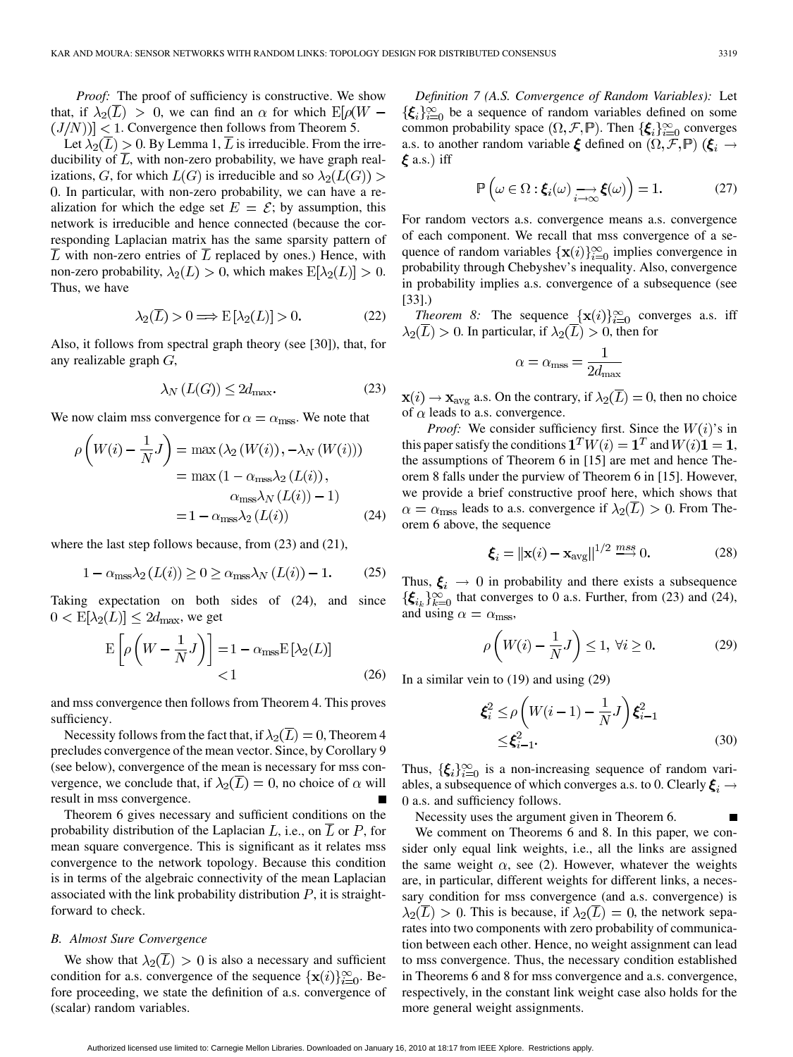*Proof:* The proof of sufficiency is constructive. We show that, if $\lambda_2(\overline{L}) > 0$, we can find an $\alpha$ for which $\mathrm{E}[\rho(W - (J/N))] < 1$. Convergence then follows from Theorem 5.

Let $\lambda_2(\overline{L}) > 0$. By Lemma 1, $\overline{L}$ is irreducible. From the irreducibility of $\overline{L}$, with non-zero probability, we have graph realizations, $G$, for which $L(G)$ is irreducible and so $\lambda_2(L(G)) > 0$. In particular, with non-zero probability, we can have a realization for which the edge set $E = \mathcal{E}$; by assumption, this network is irreducible and hence connected (because the corresponding Laplacian matrix has the same sparsity pattern of $\overline{L}$ with non-zero entries of $\overline{L}$ replaced by ones.) Hence, with non-zero probability, $\lambda_2(L) > 0$, which makes $\mathrm{E}[\lambda_2(L)] > 0$. Thus, we have

$$\lambda_2(\overline{L}) > 0 \Longrightarrow \mathrm{E}\left[\lambda_2(L)\right] > 0. \tag{22}$$

Also, it follows from spectral graph theory (see [30]), that, for any realizable graph $G$,

$$\lambda_N\left(L(G)\right) \leq 2d_{\max}. \tag{23}$$

We now claim mss convergence for $\alpha = \alpha_{\text{mss}}$. We note that

$$\begin{aligned}\rho\left(W(i) - \frac{1}{N}J\right) &= \max\left(\lambda_2\left(W(i)\right), -\lambda_N\left(W(i)\right)\right) \\ &= \max\left(1 - \alpha_{\text{mss}}\lambda_2\left(L(i)\right),\right. \\ &\qquad \left.\alpha_{\text{mss}}\lambda_N\left(L(i)\right) - 1\right) \\ &= 1 - \alpha_{\text{mss}}\lambda_2\left(L(i)\right)\end{aligned} \tag{24}$$

where the last step follows because, from (23) and (21),

$$1 - \alpha_{\text{mss}}\lambda_2\left(L(i)\right) \geq 0 \geq \alpha_{\text{mss}}\lambda_N\left(L(i)\right) - 1. \tag{25}$$

Taking expectation on both sides of (24), and since $0 < \mathrm{E}[\lambda_2(L)] \leq 2d_{\max}$, we get

$$\begin{aligned}\mathrm{E}\left[\rho\left(W - \frac{1}{N}J\right)\right] &= 1 - \alpha_{\text{mss}}\mathrm{E}\left[\lambda_2(L)\right] \\ &< 1\end{aligned} \tag{26}$$

and mss convergence then follows from Theorem 4. This proves sufficiency.

Necessity follows from the fact that, if $\lambda_2(\overline{L}) = 0$, Theorem 4 precludes convergence of the mean vector. Since, by Corollary 9 (see below), convergence of the mean is necessary for mss convergence, we conclude that, if $\lambda_2(\overline{L}) = 0$, no choice of $\alpha$ will result in mss convergence. ■

Theorem 6 gives necessary and sufficient conditions on the probability distribution of the Laplacian $L$, i.e., on $\overline{L}$ or $P$, for mean square convergence. This is significant as it relates mss convergence to the network topology. Because this condition is in terms of the algebraic connectivity of the mean Laplacian associated with the link probability distribution $P$, it is straightforward to check.

### *B. Almost Sure Convergence*

We show that $\lambda_2(\overline{L}) > 0$ is also a necessary and sufficient condition for a.s. convergence of the sequence $\{\mathbf{x}(i)\}_{i=0}^{\infty}$. Before proceeding, we state the definition of a.s. convergence of (scalar) random variables.

*Definition 7 (A.S. Convergence of Random Variables):* Let $\{\boldsymbol{\xi}_i\}_{i=0}^{\infty}$ be a sequence of random variables defined on some common probability space $(\Omega, \mathcal{F}, \mathbb{P})$. Then $\{\boldsymbol{\xi}_i\}_{i=0}^{\infty}$ converges a.s. to another random variable $\boldsymbol{\xi}$ defined on $(\Omega, \mathcal{F}, \mathbb{P})$ ($\boldsymbol{\xi}_i \rightarrow \boldsymbol{\xi}$ a.s.) iff

$$\mathbb{P}\left(\omega \in \Omega : \boldsymbol{\xi}_i(\omega) \underset{i\rightarrow\infty}{\longrightarrow} \boldsymbol{\xi}(\omega)\right) = 1. \tag{27}$$

For random vectors a.s. convergence means a.s. convergence of each component. We recall that mss convergence of a sequence of random variables $\{\mathbf{x}(i)\}_{i=0}^{\infty}$ implies convergence in probability through Chebyshev's inequality. Also, convergence in probability implies a.s. convergence of a subsequence (see [33].)

*Theorem 8:* The sequence $\{\mathbf{x}(i)\}_{i=0}^{\infty}$ converges a.s. iff $\lambda_2(\overline{L}) > 0$. In particular, if $\lambda_2(\overline{L}) > 0$, then for

$$\alpha = \alpha_{\text{mss}} = \frac{1}{2d_{\max}}$$

$\mathbf{x}(i) \rightarrow \mathbf{x}_{\text{avg}}$ a.s. On the contrary, if $\lambda_2(\overline{L}) = 0$, then no choice of $\alpha$ leads to a.s. convergence.

*Proof:* We consider sufficiency first. Since the $W(i)$'s in this paper satisfy the conditions $\mathbf{1}^T W(i) = \mathbf{1}^T$ and $W(i)\mathbf{1} = \mathbf{1}$, the assumptions of Theorem 6 in [15] are met and hence Theorem 8 falls under the purview of Theorem 6 in [15]. However, we provide a brief constructive proof here, which shows that $\alpha = \alpha_{\text{mss}}$ leads to a.s. convergence if $\lambda_2(\overline{L}) > 0$. From Theorem 6 above, the sequence

$$\boldsymbol{\xi}_i = \|\mathbf{x}(i) - \mathbf{x}_{\text{avg}}\|^{1/2} \xrightarrow{mss} 0. \tag{28}$$

Thus, $\boldsymbol{\xi}_i \rightarrow 0$ in probability and there exists a subsequence $\{\boldsymbol{\xi}_{i_k}\}_{k=0}^{\infty}$ that converges to 0 a.s. Further, from (23) and (24), and using $\alpha = \alpha_{\text{mss}}$,

$$\rho\left(W(i) - \frac{1}{N}J\right) \leq 1, \; \forall i \geq 0. \tag{29}$$

In a similar vein to (19) and using (29)

$$\begin{aligned}\boldsymbol{\xi}_i^2 &\leq \rho\left(W(i-1) - \frac{1}{N}J\right)\boldsymbol{\xi}_{i-1}^2 \\ &\leq \boldsymbol{\xi}_{i-1}^2.\end{aligned} \tag{30}$$

Thus, $\{\boldsymbol{\xi}_i\}_{i=0}^{\infty}$ is a non-increasing sequence of random variables, a subsequence of which converges a.s. to 0. Clearly $\boldsymbol{\xi}_i \rightarrow 0$ a.s. and sufficiency follows.

Necessity uses the argument given in Theorem 6. ■

We comment on Theorems 6 and 8. In this paper, we consider only equal link weights, i.e., all the links are assigned the same weight $\alpha$, see (2). However, whatever the weights are, in particular, different weights for different links, a necessary condition for mss convergence (and a.s. convergence) is $\lambda_2(\overline{L}) > 0$. This is because, if $\lambda_2(\overline{L}) = 0$, the network separates into two components with zero probability of communication between each other. Hence, no weight assignment can lead to mss convergence. Thus, the necessary condition established in Theorems 6 and 8 for mss convergence and a.s. convergence, respectively, in the constant link weight case also holds for the more general weight assignments.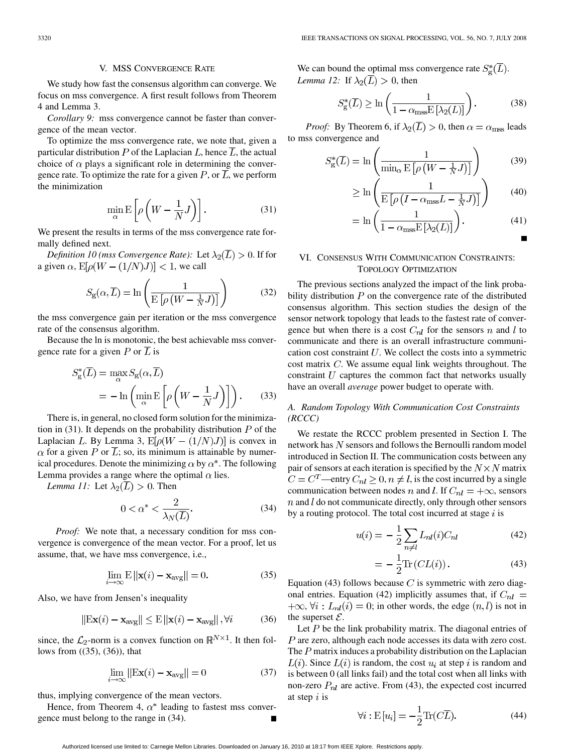## V. MSS Convergence Rate

We study how fast the consensus algorithm can converge. We focus on mss convergence. A first result follows from Theorem 4 and Lemma 3.

*Corollary 9:* mss convergence cannot be faster than convergence of the mean vector.

To optimize the mss convergence rate, we note that, given a particular distribution $P$ of the Laplacian $L$, hence $\overline{L}$, the actual choice of $\alpha$ plays a significant role in determining the convergence rate. To optimize the rate for a given $P$, or $\overline{L}$, we perform the minimization

$$\min_{\alpha} \mathrm{E}\left[\rho\left(W - \frac{1}{N}J\right)\right]. \tag{31}$$

We present the results in terms of the mss convergence rate formally defined next.

*Definition 10 (mss Convergence Rate):* Let $\lambda_2(\overline{L}) > 0$. If for a given $\alpha$, $\mathrm{E}[\rho(W - (1/N)J)] < 1$, we call

$$S_{\mathrm{g}}(\alpha, \overline{L}) = \ln\left(\frac{1}{\mathrm{E}\left[\rho\left(W - \frac{1}{N}J\right)\right]}\right) \tag{32}$$

the mss convergence gain per iteration or the mss convergence rate of the consensus algorithm.

Because the ln is monotonic, the best achievable mss convergence rate for a given $P$ or $\overline{L}$ is

$$\begin{aligned} S_{\mathrm{g}}^{*}(\overline{L}) &= \max_{\alpha} S_{\mathrm{g}}(\alpha, \overline{L}) \\ &= -\ln\left(\min_{\alpha} \mathrm{E}\left[\rho\left(W - \frac{1}{N}J\right)\right]\right). \end{aligned} \tag{33}$$

There is, in general, no closed form solution for the minimization in (31). It depends on the probability distribution $P$ of the Laplacian $L$. By Lemma 3, $\mathrm{E}[\rho(W - (1/N)J)]$ is convex in $\alpha$ for a given $P$ or $\overline{L}$; so, its minimum is attainable by numerical procedures. Denote the minimizing $\alpha$ by $\alpha^{*}$. The following Lemma provides a range where the optimal $\alpha$ lies.

*Lemma 11:* Let $\lambda_2(\overline{L}) > 0$. Then

$$0 < \alpha^{*} < \frac{2}{\lambda_N(\overline{L})}. \tag{34}$$

*Proof:* We note that, a necessary condition for mss convergence is convergence of the mean vector. For a proof, let us assume, that, we have mss convergence, i.e.,

$$\lim_{i \to \infty} \mathrm{E}\left\|\mathbf{x}(i) - \mathbf{x}_{\mathrm{avg}}\right\| = 0. \tag{35}$$

Also, we have from Jensen's inequality

$$\left\|\mathrm{E}\mathbf{x}(i) - \mathbf{x}_{\mathrm{avg}}\right\| \leq \mathrm{E}\left\|\mathbf{x}(i) - \mathbf{x}_{\mathrm{avg}}\right\|, \forall i \tag{36}$$

since, the $\mathcal{L}_2$-norm is a convex function on $\mathbb{R}^{N \times 1}$. It then follows from ((35), (36)), that

$$\lim_{i \to \infty} \left\|\mathrm{E}\mathbf{x}(i) - \mathbf{x}_{\mathrm{avg}}\right\| = 0 \tag{37}$$

thus, implying convergence of the mean vectors.

Hence, from Theorem 4, $\alpha^{*}$ leading to fastest mss convergence must belong to the range in (34). ∎

We can bound the optimal mss convergence rate $S_{\mathrm{g}}^{*}(\overline{L})$.

*Lemma 12:* If $\lambda_2(\overline{L}) > 0$, then

$$S_{\mathrm{g}}^{*}(\overline{L}) \geq \ln\left(\frac{1}{1 - \alpha_{\mathrm{mss}} \mathrm{E}\left[\lambda_2(L)\right]}\right). \tag{38}$$

*Proof:* By Theorem 6, if $\lambda_2(\overline{L}) > 0$, then $\alpha = \alpha_{\mathrm{mss}}$ leads to mss convergence and

$$\begin{aligned} S_{\mathrm{g}}^{*}(\overline{L}) &= \ln\left(\frac{1}{\min_{\alpha} \mathrm{E}\left[\rho\left(W - \frac{1}{N}J\right)\right]}\right) && (39) \\ &\geq \ln\left(\frac{1}{\mathrm{E}\left[\rho\left(I - \alpha_{\mathrm{mss}} L - \frac{1}{N}J\right)\right]}\right) && (40) \\ &= \ln\left(\frac{1}{1 - \alpha_{\mathrm{mss}} \mathrm{E}\left[\lambda_2(L)\right]}\right). && (41) \end{aligned}$$

∎

## VI. Consensus With Communication Constraints: Topology Optimization

The previous sections analyzed the impact of the link probability distribution $P$ on the convergence rate of the distributed consensus algorithm. This section studies the design of the sensor network topology that leads to the fastest rate of convergence but when there is a cost $C_{nl}$ for the sensors $n$ and $l$ to communicate and there is an overall infrastructure communication cost constraint $U$. We collect the costs into a symmetric cost matrix $C$. We assume equal link weights throughout. The constraint $U$ captures the common fact that networks usually have an overall *average* power budget to operate with.

### A. Random Topology With Communication Cost Constraints (RCCC)

We restate the RCCC problem presented in Section I. The network has $N$ sensors and follows the Bernoulli random model introduced in Section II. The communication costs between any pair of sensors at each iteration is specified by the $N \times N$ matrix $C = C^T$—entry $C_{nl} \geq 0, n \neq l$, is the cost incurred by a single communication between nodes $n$ and $l$. If $C_{nl} = +\infty$, sensors $n$ and $l$ do not communicate directly, only through other sensors by a routing protocol. The total cost incurred at stage $i$ is

$$\begin{aligned} u(i) &= -\frac{1}{2} \sum_{n \neq l} L_{nl}(i) C_{nl} && (42) \\ &= -\frac{1}{2} \mathrm{Tr}\left(C L(i)\right). && (43) \end{aligned}$$

Equation (43) follows because $C$ is symmetric with zero diagonal entries. Equation (42) implicitly assumes that, if $C_{nl} = +\infty, \forall i : L_{nl}(i) = 0$; in other words, the edge $(n, l)$ is not in the superset $\mathcal{E}$.

Let $P$ be the link probability matrix. The diagonal entries of $P$ are zero, although each node accesses its data with zero cost. The $P$ matrix induces a probability distribution on the Laplacian $L(i)$. Since $L(i)$ is random, the cost $u_i$ at step $i$ is random and is between 0 (all links fail) and the total cost when all links with non-zero $P_{nl}$ are active. From (43), the expected cost incurred at step $i$ is

$$\forall i : \mathrm{E}\left[u_i\right] = -\frac{1}{2} \mathrm{Tr}(C \overline{L}). \tag{44}$$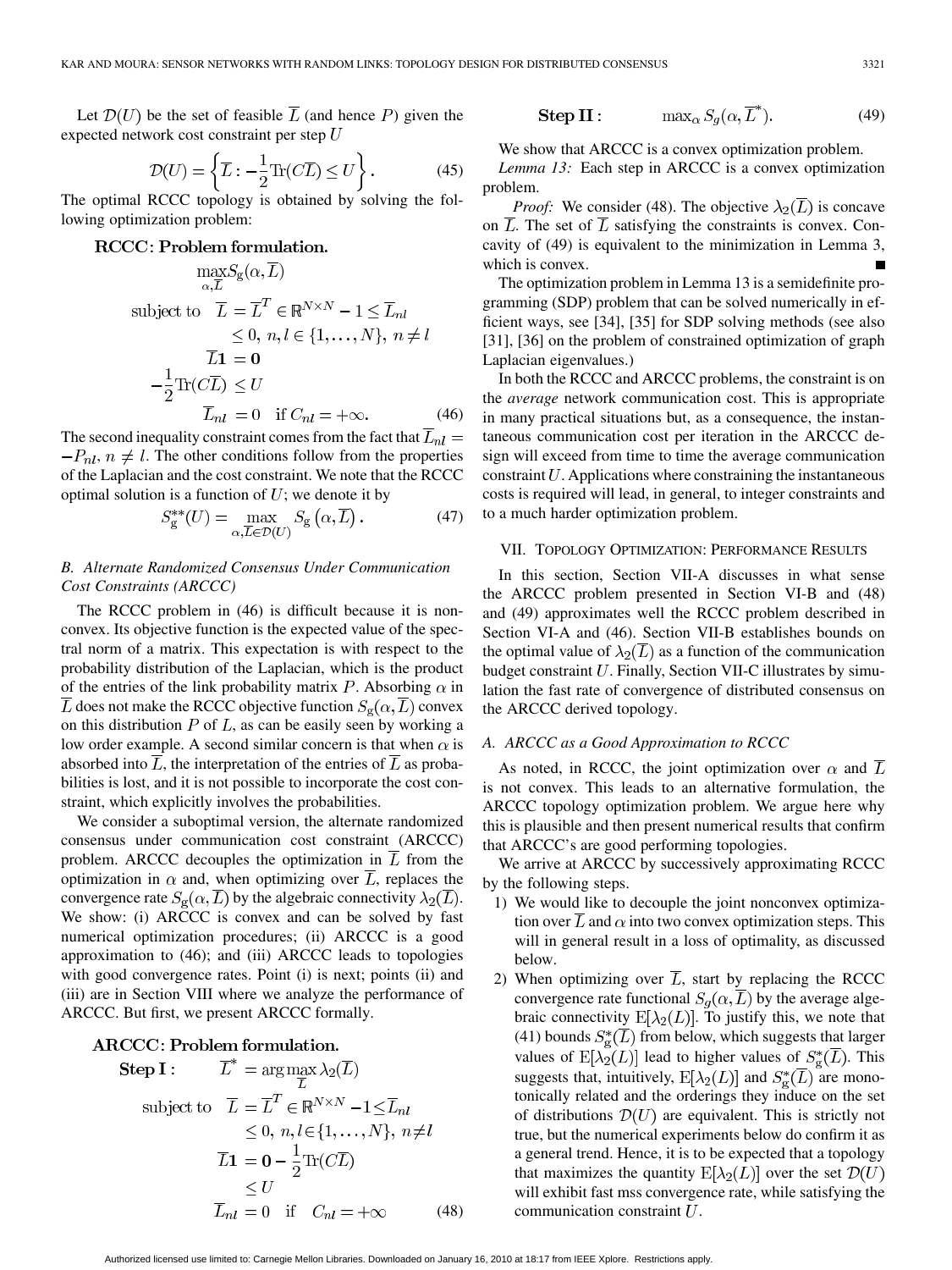Let $\mathcal{D}(U)$ be the set of feasible $\overline{L}$ (and hence $P$) given the expected network cost constraint per step $U$

$$\mathcal{D}(U) = \left\{ \overline{L} : -\frac{1}{2}\text{Tr}(C\overline{L}) \leq U \right\}. \tag{45}$$

The optimal RCCC topology is obtained by solving the following optimization problem:

**RCCC: Problem formulation.**

$$\begin{aligned}
&\max_{\alpha,\overline{L}} S_{\text{g}}(\alpha, \overline{L}) \\
&\text{subject to} \quad \overline{L} = \overline{L}^T \in \mathbb{R}^{N\times N} - 1 \leq \overline{L}_{nl} \\
&\qquad\qquad \leq 0,\ n,l \in \{1,\ldots,N\},\ n \neq l \\
&\qquad\qquad \overline{L}\mathbf{1} = \mathbf{0} \\
&\qquad -\frac{1}{2}\text{Tr}(C\overline{L}) \leq U \\
&\qquad\qquad \overline{L}_{nl} = 0 \quad \text{if } C_{nl} = +\infty.
\end{aligned} \tag{46}$$

The second inequality constraint comes from the fact that $\overline{L}_{nl} = -P_{nl}$, $n \neq l$. The other conditions follow from the properties of the Laplacian and the cost constraint. We note that the RCCC optimal solution is a function of $U$; we denote it by

$$S_{\text{g}}^{**}(U) = \max_{\alpha,\overline{L}\in\mathcal{D}(U)} S_{\text{g}}\left(\alpha, \overline{L}\right). \tag{47}$$

### *B. Alternate Randomized Consensus Under Communication Cost Constraints (ARCCC)*

The RCCC problem in (46) is difficult because it is nonconvex. Its objective function is the expected value of the spectral norm of a matrix. This expectation is with respect to the probability distribution of the Laplacian, which is the product of the entries of the link probability matrix $P$. Absorbing $\alpha$ in $\overline{L}$ does not make the RCCC objective function $S_{\text{g}}(\alpha, \overline{L})$ convex on this distribution $P$ of $L$, as can be easily seen by working a low order example. A second similar concern is that when $\alpha$ is absorbed into $\overline{L}$, the interpretation of the entries of $\overline{L}$ as probabilities is lost, and it is not possible to incorporate the cost constraint, which explicitly involves the probabilities.

We consider a suboptimal version, the alternate randomized consensus under communication cost constraint (ARCCC) problem. ARCCC decouples the optimization in $\overline{L}$ from the optimization in $\alpha$ and, when optimizing over $\overline{L}$, replaces the convergence rate $S_{\text{g}}(\alpha, \overline{L})$ by the algebraic connectivity $\lambda_2(\overline{L})$. We show: (i) ARCCC is convex and can be solved by fast numerical optimization procedures; (ii) ARCCC is a good approximation to (46); and (iii) ARCCC leads to topologies with good convergence rates. Point (i) is next; points (ii) and (iii) are in Section VIII where we analyze the performance of ARCCC. But first, we present ARCCC formally.

**ARCCC: Problem formulation.**

$$\begin{aligned}
\textbf{Step I}: \quad &\overline{L}^* = \arg\max_{\overline{L}} \lambda_2(\overline{L}) \\
&\text{subject to} \quad \overline{L} = \overline{L}^T \in \mathbb{R}^{N\times N} - 1 \leq \overline{L}_{nl} \\
&\qquad\qquad \leq 0,\ n,l \in \{1,\ldots,N\},\ n \neq l \\
&\qquad\qquad \overline{L}\mathbf{1} = \mathbf{0} - \frac{1}{2}\text{Tr}(C\overline{L}) \\
&\qquad\qquad \leq U \\
&\qquad\qquad \overline{L}_{nl} = 0 \quad \text{if} \quad C_{nl} = +\infty
\end{aligned} \tag{48}$$

$$\textbf{Step II}: \qquad \max_{\alpha} S_g(\alpha, \overline{L}^*). \tag{49}$$

We show that ARCCC is a convex optimization problem.

*Lemma 13:* Each step in ARCCC is a convex optimization problem.

*Proof:* We consider (48). The objective $\lambda_2(\overline{L})$ is concave on $\overline{L}$. The set of $\overline{L}$ satisfying the constraints is convex. Concavity of (49) is equivalent to the minimization in Lemma 3, which is convex. ∎

The optimization problem in Lemma 13 is a semidefinite programming (SDP) problem that can be solved numerically in efficient ways, see [34], [35] for SDP solving methods (see also [31], [36] on the problem of constrained optimization of graph Laplacian eigenvalues.)

In both the RCCC and ARCCC problems, the constraint is on the *average* network communication cost. This is appropriate in many practical situations but, as a consequence, the instantaneous communication cost per iteration in the ARCCC design will exceed from time to time the average communication constraint $U$. Applications where constraining the instantaneous costs is required will lead, in general, to integer constraints and to a much harder optimization problem.

## VII. Topology Optimization: Performance Results

In this section, Section VII-A discusses in what sense the ARCCC problem presented in Section VI-B and (48) and (49) approximates well the RCCC problem described in Section VI-A and (46). Section VII-B establishes bounds on the optimal value of $\lambda_2(\overline{L})$ as a function of the communication budget constraint $U$. Finally, Section VII-C illustrates by simulation the fast rate of convergence of distributed consensus on the ARCCC derived topology.

### *A. ARCCC as a Good Approximation to RCCC*

As noted, in RCCC, the joint optimization over $\alpha$ and $\overline{L}$ is not convex. This leads to an alternative formulation, the ARCCC topology optimization problem. We argue here why this is plausible and then present numerical results that confirm that ARCCC's are good performing topologies.

We arrive at ARCCC by successively approximating RCCC by the following steps.

1) We would like to decouple the joint nonconvex optimization over $\overline{L}$ and $\alpha$ into two convex optimization steps. This will in general result in a loss of optimality, as discussed below.
2) When optimizing over $\overline{L}$, start by replacing the RCCC convergence rate functional $S_g(\alpha, \overline{L})$ by the average algebraic connectivity $\text{E}[\lambda_2(L)]$. To justify this, we note that (41) bounds $S_{\text{g}}^*(\overline{L})$ from below, which suggests that larger values of $\text{E}[\lambda_2(L)]$ lead to higher values of $S_{\text{g}}^*(\overline{L})$. This suggests that, intuitively, $\text{E}[\lambda_2(L)]$ and $S_{\text{g}}^*(\overline{L})$ are monotonically related and the orderings they induce on the set of distributions $\mathcal{D}(U)$ are equivalent. This is strictly not true, but the numerical experiments below do confirm it as a general trend. Hence, it is to be expected that a topology that maximizes the quantity $\text{E}[\lambda_2(L)]$ over the set $\mathcal{D}(U)$ will exhibit fast mss convergence rate, while satisfying the communication constraint $U$.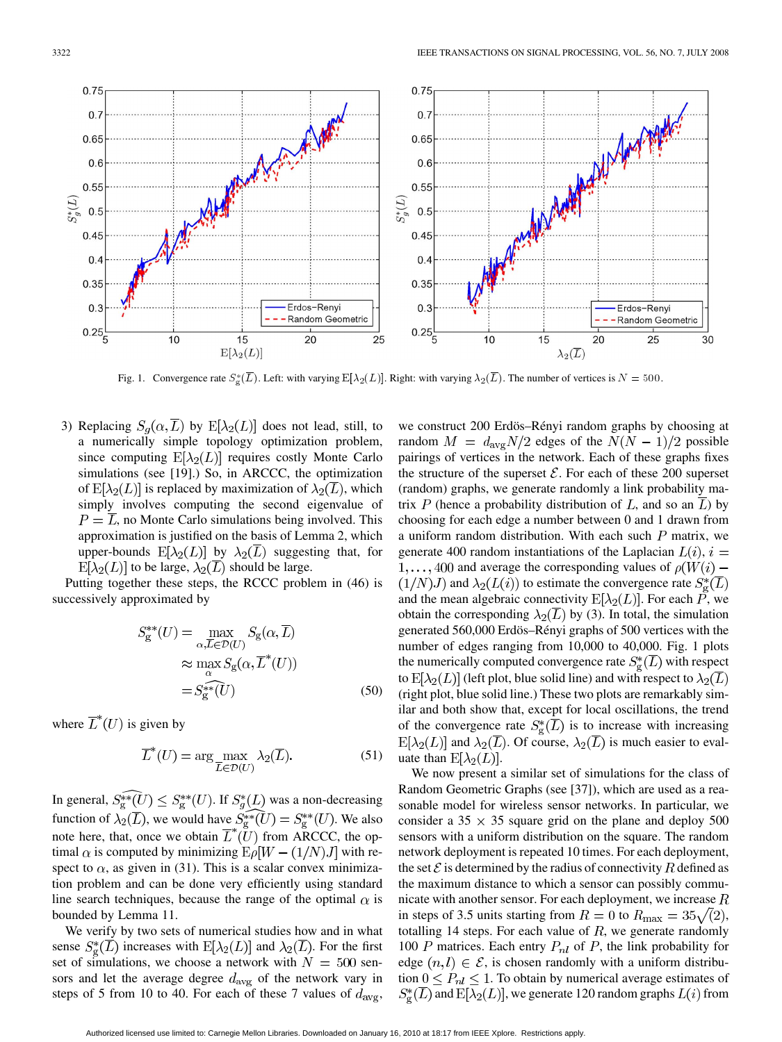Fig. 1. Convergence rate $S_g^*(\overline{L})$. Left: with varying $\mathrm{E}[\lambda_2(L)]$. Right: with varying $\lambda_2(\overline{L})$. The number of vertices is $N = 500$.

3) Replacing $S_g(\alpha, \overline{L})$ by $\mathrm{E}[\lambda_2(L)]$ does not lead, still, to a numerically simple topology optimization problem, since computing $\mathrm{E}[\lambda_2(L)]$ requires costly Monte Carlo simulations (see [19].) So, in ARCCC, the optimization of $\mathrm{E}[\lambda_2(L)]$ is replaced by maximization of $\lambda_2(\overline{L})$, which simply involves computing the second eigenvalue of $P = \overline{L}$, no Monte Carlo simulations being involved. This approximation is justified on the basis of Lemma 2, which upper-bounds $\mathrm{E}[\lambda_2(L)]$ by $\lambda_2(\overline{L})$ suggesting that, for $\mathrm{E}[\lambda_2(L)]$ to be large, $\lambda_2(\overline{L})$ should be large.

Putting together these steps, the RCCC problem in (46) is successively approximated by

$$
\begin{aligned}
S_g^{**}(U) &= \max_{\alpha, \overline{L} \in \mathcal{D}(U)} S_g(\alpha, \overline{L}) \\
&\approx \max_{\alpha} S_g(\alpha, \overline{L}^*(U)) \\
&= \widehat{S_g^{**}(U)}
\end{aligned} \tag{50}
$$

where $\overline{L}^*(U)$ is given by

$$
\overline{L}^*(U) = \arg\max_{\overline{L} \in \mathcal{D}(U)} \lambda_2(\overline{L}). \tag{51}
$$

In general, $\widehat{S_g^{**}(U)} \leq S_g^{**}(U)$. If $S_g^*(L)$ was a non-decreasing function of $\lambda_2(\overline{L})$, we would have $\widehat{S_g^{**}(U)} = S_g^{**}(U)$. We also note here, that, once we obtain $\overline{L}^*(U)$ from ARCCC, the optimal $\alpha$ is computed by minimizing $\mathrm{E}\rho[W - (1/N)J]$ with respect to $\alpha$, as given in (31). This is a scalar convex minimization problem and can be done very efficiently using standard line search techniques, because the range of the optimal $\alpha$ is bounded by Lemma 11.

We verify by two sets of numerical studies how and in what sense $S_g^*(\overline{L})$ increases with $\mathrm{E}[\lambda_2(L)]$ and $\lambda_2(\overline{L})$. For the first set of simulations, we choose a network with $N = 500$ sensors and let the average degree $d_{\text{avg}}$ of the network vary in steps of 5 from 10 to 40. For each of these 7 values of $d_{\text{avg}}$, we construct 200 Erdös–Rényi random graphs by choosing at random $M = d_{\text{avg}}N/2$ edges of the $N(N-1)/2$ possible pairings of vertices in the network. Each of these graphs fixes the structure of the superset $\mathcal{E}$. For each of these 200 superset (random) graphs, we generate randomly a link probability matrix $P$ (hence a probability distribution of $L$, and so an $\overline{L}$) by choosing for each edge a number between 0 and 1 drawn from a uniform random distribution. With each such $P$ matrix, we generate 400 random instantiations of the Laplacian $L(i)$, $i = 1, \ldots, 400$ and average the corresponding values of $\rho(W(i) - (1/N)J)$ and $\lambda_2(L(i))$ to estimate the convergence rate $S_g^*(\overline{L})$ and the mean algebraic connectivity $\mathrm{E}[\lambda_2(L)]$. For each $P$, we obtain the corresponding $\lambda_2(\overline{L})$ by (3). In total, the simulation generated 560,000 Erdös–Rényi graphs of 500 vertices with the number of edges ranging from 10,000 to 40,000. Fig. 1 plots the numerically computed convergence rate $S_g^*(\overline{L})$ with respect to $\mathrm{E}[\lambda_2(L)]$ (left plot, blue solid line) and with respect to $\lambda_2(\overline{L})$ (right plot, blue solid line.) These two plots are remarkably similar and both show that, except for local oscillations, the trend of the convergence rate $S_g^*(\overline{L})$ is to increase with increasing $\mathrm{E}[\lambda_2(L)]$ and $\lambda_2(\overline{L})$. Of course, $\lambda_2(\overline{L})$ is much easier to evaluate than $\mathrm{E}[\lambda_2(L)]$.

We now present a similar set of simulations for the class of Random Geometric Graphs (see [37]), which are used as a reasonable model for wireless sensor networks. In particular, we consider a $35 \times 35$ square grid on the plane and deploy 500 sensors with a uniform distribution on the square. The random network deployment is repeated 10 times. For each deployment, the set $\mathcal{E}$ is determined by the radius of connectivity $R$ defined as the maximum distance to which a sensor can possibly communicate with another sensor. For each deployment, we increase $R$ in steps of 3.5 units starting from $R = 0$ to $R_{\max} = 35\sqrt{(2)}$, totalling 14 steps. For each value of $R$, we generate randomly 100 $P$ matrices. Each entry $P_{nl}$ of $P$, the link probability for edge $(n, l) \in \mathcal{E}$, is chosen randomly with a uniform distribution $0 \leq P_{nl} \leq 1$. To obtain by numerical average estimates of $S_g^*(\overline{L})$ and $\mathrm{E}[\lambda_2(L)]$, we generate 120 random graphs $L(i)$ from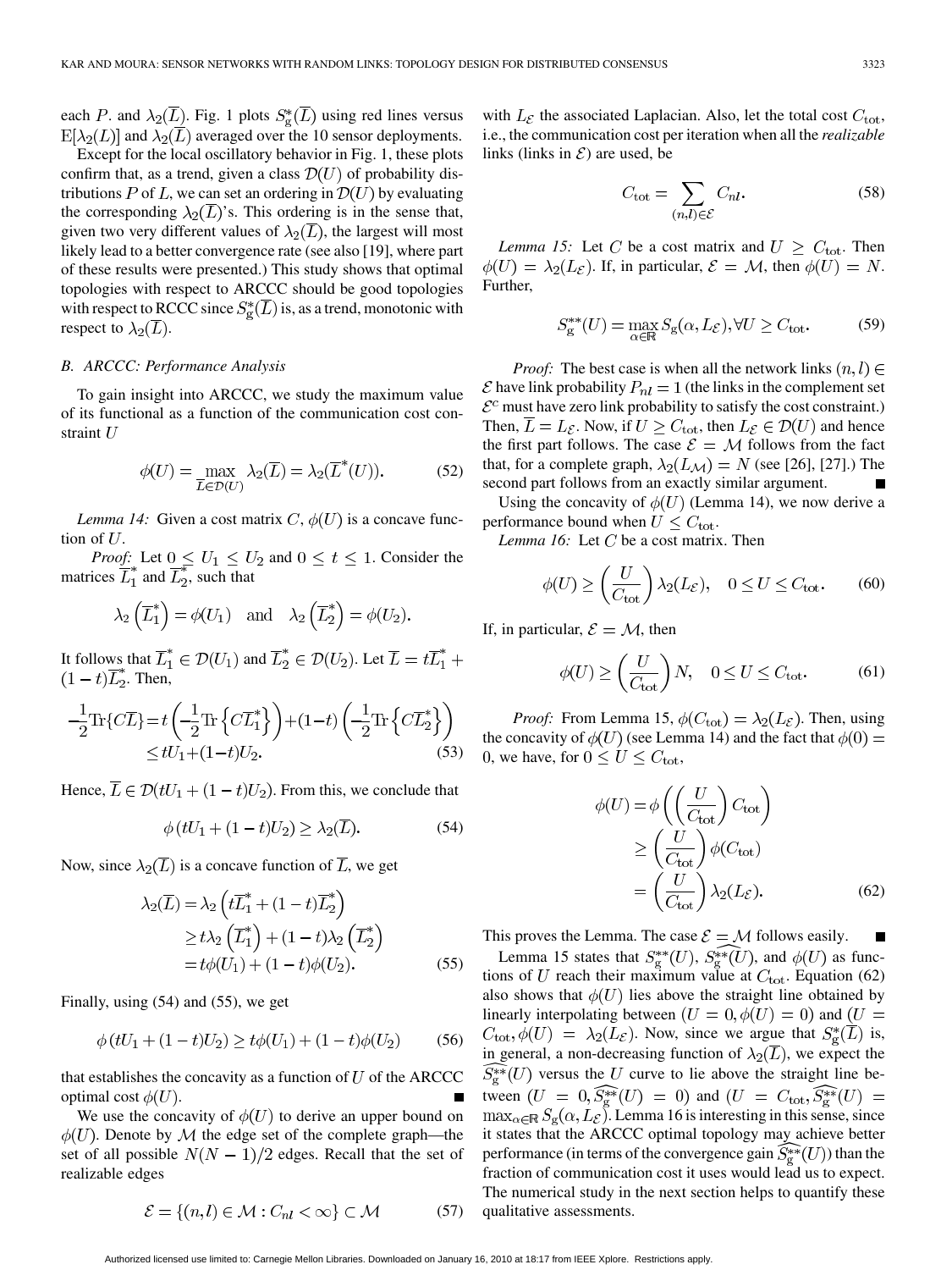each $P$. and $\lambda_2(\overline{L})$. Fig. 1 plots $S_g^*(\overline{L})$ using red lines versus $\mathrm{E}[\lambda_2(L)]$ and $\lambda_2(\overline{L})$ averaged over the 10 sensor deployments.

Except for the local oscillatory behavior in Fig. 1, these plots confirm that, as a trend, given a class $\mathcal{D}(U)$ of probability distributions $P$ of $L$, we can set an ordering in $\mathcal{D}(U)$ by evaluating the corresponding $\lambda_2(\overline{L})$'s. This ordering is in the sense that, given two very different values of $\lambda_2(\overline{L})$, the largest will most likely lead to a better convergence rate (see also [19], where part of these results were presented.) This study shows that optimal topologies with respect to ARCCC should be good topologies with respect to RCCC since $S_g^*(\overline{L})$ is, as a trend, monotonic with respect to $\lambda_2(\overline{L})$.

### B. ARCCC: Performance Analysis

To gain insight into ARCCC, we study the maximum value of its functional as a function of the communication cost constraint $U$

$$\phi(U) = \max_{\overline{L}\in\mathcal{D}(U)} \lambda_2(\overline{L}) = \lambda_2(\overline{L}^*(U)). \tag{52}$$

*Lemma 14:* Given a cost matrix $C$, $\phi(U)$ is a concave function of $U$.

*Proof:* Let $0 \leq U_1 \leq U_2$ and $0 \leq t \leq 1$. Consider the matrices $\overline{L}_1^*$ and $\overline{L}_2^*$, such that

$$\lambda_2\left(\overline{L}_1^*\right) = \phi(U_1) \quad \text{and} \quad \lambda_2\left(\overline{L}_2^*\right) = \phi(U_2).$$

It follows that $\overline{L}_1^* \in \mathcal{D}(U_1)$ and $\overline{L}_2^* \in \mathcal{D}(U_2)$. Let $\overline{L} = t\overline{L}_1^* + (1-t)\overline{L}_2^*$. Then,

$$\begin{aligned}-\frac{1}{2}\mathrm{Tr}\{C\overline{L}\} &= t\left(-\frac{1}{2}\mathrm{Tr}\left\{C\overline{L}_1^*\right\}\right)+(1-t)\left(-\frac{1}{2}\mathrm{Tr}\left\{C\overline{L}_2^*\right\}\right)\\ &\leq tU_1+(1-t)U_2.\end{aligned} \tag{53}$$

Hence, $\overline{L} \in \mathcal{D}(tU_1 + (1-t)U_2)$. From this, we conclude that

$$\phi\left(tU_1 + (1-t)U_2\right) \geq \lambda_2(\overline{L}). \tag{54}$$

Now, since $\lambda_2(\overline{L})$ is a concave function of $\overline{L}$, we get

$$\begin{aligned}\lambda_2(\overline{L}) &= \lambda_2\left(t\overline{L}_1^* + (1-t)\overline{L}_2^*\right)\\ &\geq t\lambda_2\left(\overline{L}_1^*\right) + (1-t)\lambda_2\left(\overline{L}_2^*\right)\\ &= t\phi(U_1) + (1-t)\phi(U_2).\end{aligned} \tag{55}$$

Finally, using (54) and (55), we get

$$\phi\left(tU_1 + (1-t)U_2\right) \geq t\phi(U_1) + (1-t)\phi(U_2) \tag{56}$$

that establishes the concavity as a function of $U$ of the ARCCC optimal cost $\phi(U)$. ■

We use the concavity of $\phi(U)$ to derive an upper bound on $\phi(U)$. Denote by $\mathcal{M}$ the edge set of the complete graph—the set of all possible $N(N-1)/2$ edges. Recall that the set of realizable edges

$$\mathcal{E} = \{(n,l) \in \mathcal{M} : C_{nl} < \infty\} \subset \mathcal{M} \tag{57}$$

with $L_{\mathcal{E}}$ the associated Laplacian. Also, let the total cost $C_{\mathrm{tot}}$, i.e., the communication cost per iteration when all the *realizable* links (links in $\mathcal{E}$) are used, be

$$C_{\mathrm{tot}} = \sum_{(n,l)\in\mathcal{E}} C_{nl}. \tag{58}$$

*Lemma 15:* Let $C$ be a cost matrix and $U \geq C_{\mathrm{tot}}$. Then $\phi(U) = \lambda_2(L_{\mathcal{E}})$. If, in particular, $\mathcal{E} = \mathcal{M}$, then $\phi(U) = N$. Further,

$$S_g^{**}(U) = \max_{\alpha\in\mathbb{R}} S_g(\alpha, L_{\mathcal{E}}), \forall U \geq C_{\mathrm{tot}}. \tag{59}$$

*Proof:* The best case is when all the network links $(n,l) \in \mathcal{E}$ have link probability $P_{nl} = 1$ (the links in the complement set $\mathcal{E}^c$ must have zero link probability to satisfy the cost constraint.) Then, $\overline{L} = L_{\mathcal{E}}$. Now, if $U \geq C_{\mathrm{tot}}$, then $L_{\mathcal{E}} \in \mathcal{D}(U)$ and hence the first part follows. The case $\mathcal{E} = \mathcal{M}$ follows from the fact that, for a complete graph, $\lambda_2(L_{\mathcal{M}}) = N$ (see [26], [27].) The second part follows from an exactly similar argument. ■

Using the concavity of $\phi(U)$ (Lemma 14), we now derive a performance bound when $U \leq C_{\mathrm{tot}}$.

*Lemma 16:* Let $C$ be a cost matrix. Then

$$\phi(U) \geq \left(\frac{U}{C_{\mathrm{tot}}}\right)\lambda_2(L_{\mathcal{E}}), \quad 0 \leq U \leq C_{\mathrm{tot}}. \tag{60}$$

If, in particular, $\mathcal{E} = \mathcal{M}$, then

$$\phi(U) \geq \left(\frac{U}{C_{\mathrm{tot}}}\right)N, \quad 0 \leq U \leq C_{\mathrm{tot}}. \tag{61}$$

*Proof:* From Lemma 15, $\phi(C_{\mathrm{tot}}) = \lambda_2(L_{\mathcal{E}})$. Then, using the concavity of $\phi(U)$ (see Lemma 14) and the fact that $\phi(0) = 0$, we have, for $0 \leq U \leq C_{\mathrm{tot}}$,

$$\begin{aligned}\phi(U) &= \phi\left(\left(\frac{U}{C_{\mathrm{tot}}}\right)C_{\mathrm{tot}}\right)\\ &\geq \left(\frac{U}{C_{\mathrm{tot}}}\right)\phi(C_{\mathrm{tot}})\\ &= \left(\frac{U}{C_{\mathrm{tot}}}\right)\lambda_2(L_{\mathcal{E}}).\end{aligned} \tag{62}$$

This proves the Lemma. The case $\mathcal{E} = \mathcal{M}$ follows easily. ■

Lemma 15 states that $S_g^{**}(U)$, $\widehat{S_g^{**}(U)}$, and $\phi(U)$ as functions of $U$ reach their maximum value at $C_{\mathrm{tot}}$. Equation (62) also shows that $\phi(U)$ lies above the straight line obtained by linearly interpolating between $(U = 0, \phi(U) = 0)$ and $(U = C_{\mathrm{tot}}, \phi(U) = \lambda_2(L_{\mathcal{E}})$. Now, since we argue that $S_g^*(\overline{L})$ is, in general, a non-decreasing function of $\lambda_2(\overline{L})$, we expect the $\widehat{S_g^{**}}(U)$ versus the $U$ curve to lie above the straight line between $(U = 0, \widehat{S_g^{**}}(U) = 0)$ and $(U = C_{\mathrm{tot}}, \widehat{S_g^{**}}(U) = \max_{\alpha\in\mathbb{R}} S_g(\alpha, L_{\mathcal{E}})$. Lemma 16 is interesting in this sense, since it states that the ARCCC optimal topology may achieve better performance (in terms of the convergence gain $\widehat{S_g^{**}}(U)$) than the fraction of communication cost it uses would lead us to expect. The numerical study in the next section helps to quantify these qualitative assessments.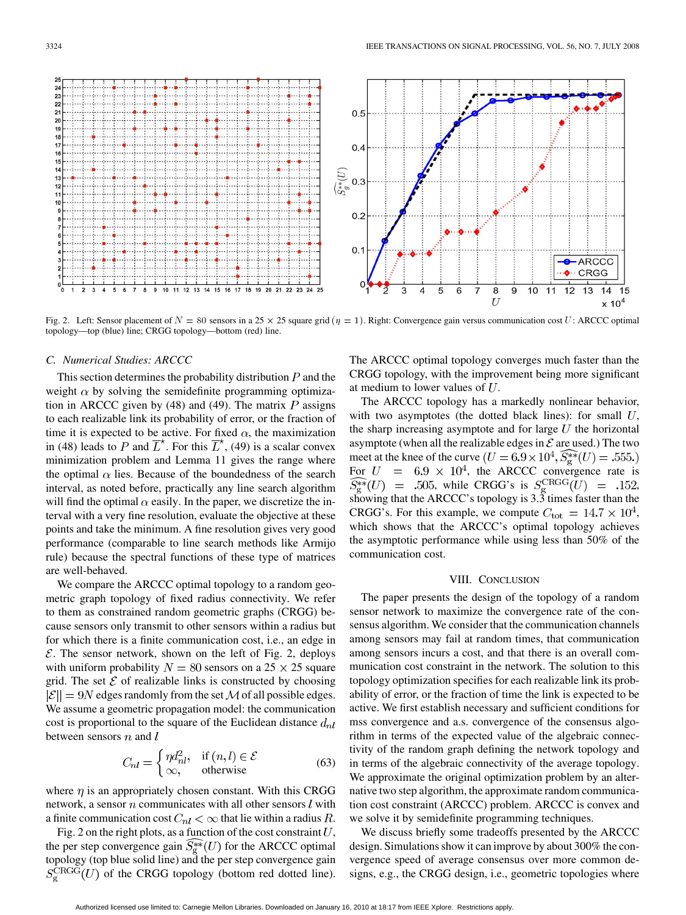Fig. 2. Left: Sensor placement of $N = 80$ sensors in a $25 \times 25$ square grid ($\eta = 1$). Right: Convergence gain versus communication cost $U$: ARCCC optimal topology—top (blue) line; CRGG topology—bottom (red) line.

### C. Numerical Studies: ARCCC

This section determines the probability distribution $P$ and the weight $\alpha$ by solving the semidefinite programming optimization in ARCCC given by (48) and (49). The matrix $P$ assigns to each realizable link its probability of error, or the fraction of time it is expected to be active. For fixed $\alpha$, the maximization in (48) leads to $P$ and $\overline{L}^{\star}$. For this $\overline{L}^{\star}$, (49) is a scalar convex minimization problem and Lemma 11 gives the range where the optimal $\alpha$ lies. Because of the boundedness of the search interval, as noted before, practically any line search algorithm will find the optimal $\alpha$ easily. In the paper, we discretize the interval with a very fine resolution, evaluate the objective at these points and take the minimum. A fine resolution gives very good performance (comparable to line search methods like Armijo rule) because the spectral functions of these type of matrices are well-behaved.

We compare the ARCCC optimal topology to a random geometric graph topology of fixed radius connectivity. We refer to them as constrained random geometric graphs (CRGG) because sensors only transmit to other sensors within a radius but for which there is a finite communication cost, i.e., an edge in $\mathcal{E}$. The sensor network, shown on the left of Fig. 2, deploys with uniform probability $N = 80$ sensors on a $25 \times 25$ square grid. The set $\mathcal{E}$ of realizable links is constructed by choosing $|\mathcal{E}|| = 9N$ edges randomly from the set $\mathcal{M}$ of all possible edges. We assume a geometric propagation model: the communication cost is proportional to the square of the Euclidean distance $d_{nl}$ between sensors $n$ and $l$

$$C_{nl} = \begin{cases} \eta d_{nl}^2, & \text{if } (n,l) \in \mathcal{E} \\ \infty, & \text{otherwise} \end{cases} \tag{63}$$

where $\eta$ is an appropriately chosen constant. With this CRGG network, a sensor $n$ communicates with all other sensors $l$ with a finite communication cost $C_{nl} < \infty$ that lie within a radius $R$.

Fig. 2 on the right plots, as a function of the cost constraint $U$, the per step convergence gain $\widehat{S_g^{**}}(U)$ for the ARCCC optimal topology (top blue solid line) and the per step convergence gain $S_g^{\mathrm{CRGG}}(U)$ of the CRGG topology (bottom red dotted line). The ARCCC optimal topology converges much faster than the CRGG topology, with the improvement being more significant at medium to lower values of $U$.

The ARCCC topology has a markedly nonlinear behavior, with two asymptotes (the dotted black lines): for small $U$, the sharp increasing asymptote and for large $U$ the horizontal asymptote (when all the realizable edges in $\mathcal{E}$ are used.) The two meet at the knee of the curve $(U = 6.9 \times 10^4, \widehat{S_g^{**}}(U) = .555.)$ For $U = 6.9 \times 10^4$, the ARCCC convergence rate is $\widehat{S_g^{**}}(U) = .505$, while CRGG's is $S_g^{\mathrm{CRGG}}(U) = .152$, showing that the ARCCC's topology is 3.3 times faster than the CRGG's. For this example, we compute $C_{\mathrm{tot}} = 14.7 \times 10^4$, which shows that the ARCCC's optimal topology achieves the asymptotic performance while using less than 50% of the communication cost.

## VIII. Conclusion

The paper presents the design of the topology of a random sensor network to maximize the convergence rate of the consensus algorithm. We consider that the communication channels among sensors may fail at random times, that communication among sensors incurs a cost, and that there is an overall communication cost constraint in the network. The solution to this topology optimization specifies for each realizable link its probability of error, or the fraction of time the link is expected to be active. We first establish necessary and sufficient conditions for mss convergence and a.s. convergence of the consensus algorithm in terms of the expected value of the algebraic connectivity of the random graph defining the network topology and in terms of the algebraic connectivity of the average topology. We approximate the original optimization problem by an alternative two step algorithm, the approximate random communication cost constraint (ARCCC) problem. ARCCC is convex and we solve it by semidefinite programming techniques.

We discuss briefly some tradeoffs presented by the ARCCC design. Simulations show it can improve by about 300% the convergence speed of average consensus over more common designs, e.g., the CRGG design, i.e., geometric topologies where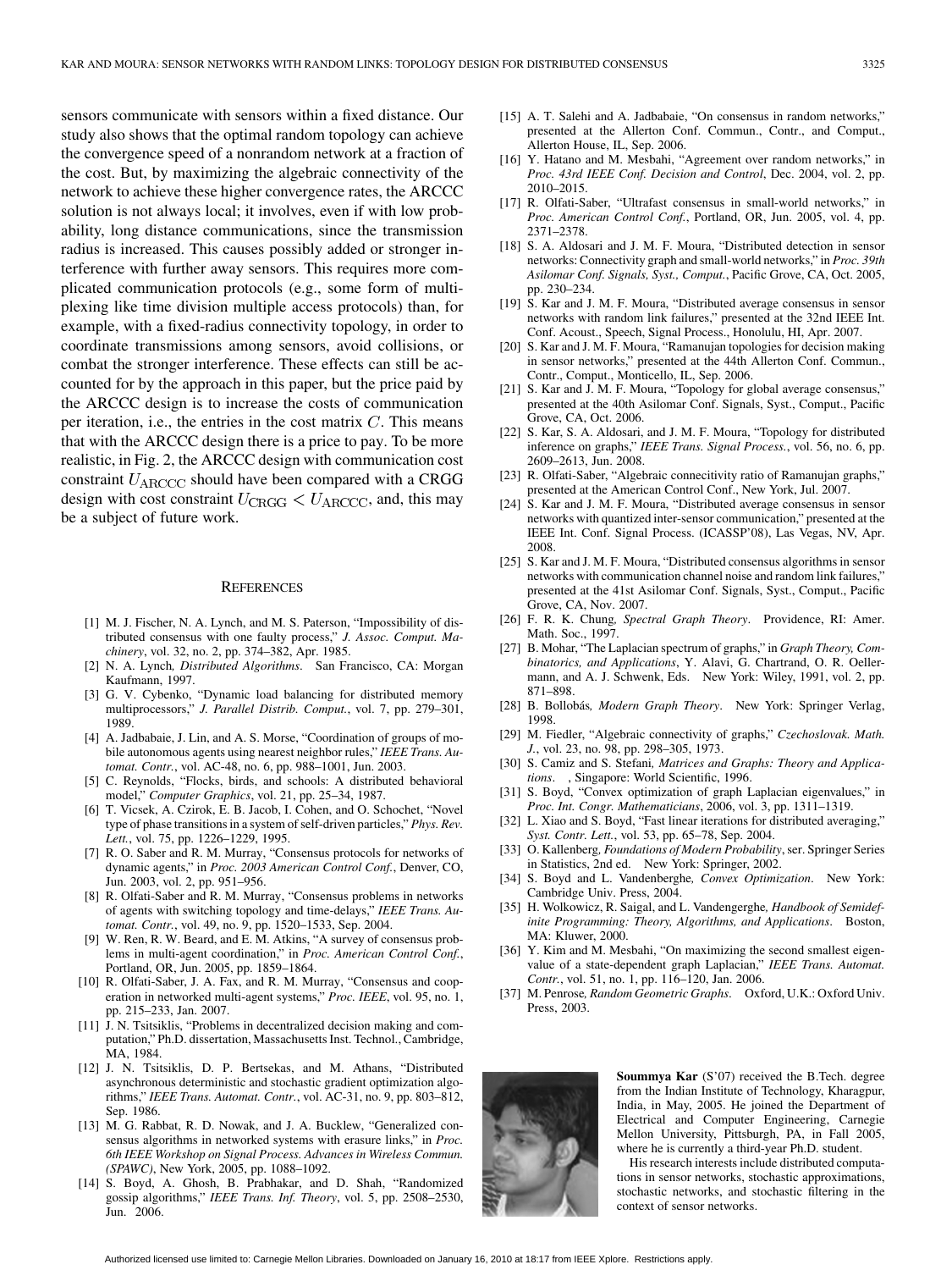sensors communicate with sensors within a fixed distance. Our study also shows that the optimal random topology can achieve the convergence speed of a nonrandom network at a fraction of the cost. But, by maximizing the algebraic connectivity of the network to achieve these higher convergence rates, the ARCCC solution is not always local; it involves, even if with low probability, long distance communications, since the transmission radius is increased. This causes possibly added or stronger interference with further away sensors. This requires more complicated communication protocols (e.g., some form of multiplexing like time division multiple access protocols) than, for example, with a fixed-radius connectivity topology, in order to coordinate transmissions among sensors, avoid collisions, or combat the stronger interference. These effects can still be accounted for by the approach in this paper, but the price paid by the ARCCC design is to increase the costs of communication per iteration, i.e., the entries in the cost matrix $C$. This means that with the ARCCC design there is a price to pay. To be more realistic, in Fig. 2, the ARCCC design with communication cost constraint $U_{\mathrm{ARCCC}}$ should have been compared with a CRGG design with cost constraint $U_{\mathrm{CRGG}} < U_{\mathrm{ARCCC}}$, and, this may be a subject of future work.

## References

[1] M. J. Fischer, N. A. Lynch, and M. S. Paterson, "Impossibility of distributed consensus with one faulty process," *J. Assoc. Comput. Machinery*, vol. 32, no. 2, pp. 374–382, Apr. 1985.

[2] N. A. Lynch*, Distributed Algorithms*. San Francisco, CA: Morgan Kaufmann, 1997.

[3] G. V. Cybenko, "Dynamic load balancing for distributed memory multiprocessors," *J. Parallel Distrib. Comput.*, vol. 7, pp. 279–301, 1989.

[4] A. Jadbabaie, J. Lin, and A. S. Morse, "Coordination of groups of mobile autonomous agents using nearest neighbor rules," *IEEE Trans. Automat. Contr.*, vol. AC-48, no. 6, pp. 988–1001, Jun. 2003.

[5] C. Reynolds, "Flocks, birds, and schools: A distributed behavioral model," *Computer Graphics*, vol. 21, pp. 25–34, 1987.

[6] T. Vicsek, A. Czirok, E. B. Jacob, I. Cohen, and O. Schochet, "Novel type of phase transitions in a system of self-driven particles," *Phys. Rev. Lett.*, vol. 75, pp. 1226–1229, 1995.

[7] R. O. Saber and R. M. Murray, "Consensus protocols for networks of dynamic agents," in *Proc. 2003 American Control Conf.*, Denver, CO, Jun. 2003, vol. 2, pp. 951–956.

[8] R. Olfati-Saber and R. M. Murray, "Consensus problems in networks of agents with switching topology and time-delays," *IEEE Trans. Automat. Contr.*, vol. 49, no. 9, pp. 1520–1533, Sep. 2004.

[9] W. Ren, R. W. Beard, and E. M. Atkins, "A survey of consensus problems in multi-agent coordination," in *Proc. American Control Conf.*, Portland, OR, Jun. 2005, pp. 1859–1864.

[10] R. Olfati-Saber, J. A. Fax, and R. M. Murray, "Consensus and cooperation in networked multi-agent systems," *Proc. IEEE*, vol. 95, no. 1, pp. 215–233, Jan. 2007.

[11] J. N. Tsitsiklis, "Problems in decentralized decision making and computation," Ph.D. dissertation, Massachusetts Inst. Technol., Cambridge, MA, 1984.

[12] J. N. Tsitsiklis, D. P. Bertsekas, and M. Athans, "Distributed asynchronous deterministic and stochastic gradient optimization algorithms," *IEEE Trans. Automat. Contr.*, vol. AC-31, no. 9, pp. 803–812, Sep. 1986.

[13] M. G. Rabbat, R. D. Nowak, and J. A. Bucklew, "Generalized consensus algorithms in networked systems with erasure links," in *Proc. 6th IEEE Workshop on Signal Process. Advances in Wireless Commun. (SPAWC)*, New York, 2005, pp. 1088–1092.

[14] S. Boyd, A. Ghosh, B. Prabhakar, and D. Shah, "Randomized gossip algorithms," *IEEE Trans. Inf. Theory*, vol. 5, pp. 2508–2530, Jun. 2006.

[15] A. T. Salehi and A. Jadbabaie, "On consensus in random networks," presented at the Allerton Conf. Commun., Contr., and Comput., Allerton House, IL, Sep. 2006.

[16] Y. Hatano and M. Mesbahi, "Agreement over random networks," in *Proc. 43rd IEEE Conf. Decision and Control*, Dec. 2004, vol. 2, pp. 2010–2015.

[17] R. Olfati-Saber, "Ultrafast consensus in small-world networks," in *Proc. American Control Conf.*, Portland, OR, Jun. 2005, vol. 4, pp. 2371–2378.

[18] S. A. Aldosari and J. M. F. Moura, "Distributed detection in sensor networks: Connectivity graph and small-world networks," in *Proc. 39th Asilomar Conf. Signals, Syst., Comput.*, Pacific Grove, CA, Oct. 2005, pp. 230–234.

[19] S. Kar and J. M. F. Moura, "Distributed average consensus in sensor networks with random link failures," presented at the 32nd IEEE Int. Conf. Acoust., Speech, Signal Process., Honolulu, HI, Apr. 2007.

[20] S. Kar and J. M. F. Moura, "Ramanujan topologies for decision making in sensor networks," presented at the 44th Allerton Conf. Commun., Contr., Comput., Monticello, IL, Sep. 2006.

[21] S. Kar and J. M. F. Moura, "Topology for global average consensus," presented at the 40th Asilomar Conf. Signals, Syst., Comput., Pacific Grove, CA, Oct. 2006.

[22] S. Kar, S. A. Aldosari, and J. M. F. Moura, "Topology for distributed inference on graphs," *IEEE Trans. Signal Process.*, vol. 56, no. 6, pp. 2609–2613, Jun. 2008.

[23] R. Olfati-Saber, "Algebraic connecivity ratio of Ramanujan graphs," presented at the American Control Conf., New York, Jul. 2007.

[24] S. Kar and J. M. F. Moura, "Distributed average consensus in sensor networks with quantized inter-sensor communication," presented at the IEEE Int. Conf. Signal Process. (ICASSP'08), Las Vegas, NV, Apr. 2008.

[25] S. Kar and J. M. F. Moura, "Distributed consensus algorithms in sensor networks with communication channel noise and random link failures," presented at the 41st Asilomar Conf. Signals, Syst., Comput., Pacific Grove, CA, Nov. 2007.

[26] F. R. K. Chung*, Spectral Graph Theory*. Providence, RI: Amer. Math. Soc., 1997.

[27] B. Mohar, "The Laplacian spectrum of graphs," in *Graph Theory, Combinatorics, and Applications*, Y. Alavi, G. Chartrand, O. R. Oellermann, and A. J. Schwenk, Eds. New York: Wiley, 1991, vol. 2, pp. 871–898.

[28] B. Bollobás*, Modern Graph Theory*. New York: Springer Verlag, 1998.

[29] M. Fiedler, "Algebraic connectivity of graphs," *Czechoslovak. Math. J.*, vol. 23, no. 98, pp. 298–305, 1973.

[30] S. Camiz and S. Stefani*, Matrices and Graphs: Theory and Applications*. , Singapore: World Scientific, 1996.

[31] S. Boyd, "Convex optimization of graph Laplacian eigenvalues," in *Proc. Int. Congr. Mathematicians*, 2006, vol. 3, pp. 1311–1319.

[32] L. Xiao and S. Boyd, "Fast linear iterations for distributed averaging," *Syst. Contr. Lett.*, vol. 53, pp. 65–78, Sep. 2004.

[33] O. Kallenberg*, Foundations of Modern Probability*, ser. Springer Series in Statistics, 2nd ed. New York: Springer, 2002.

[34] S. Boyd and L. Vandenberghe*, Convex Optimization*. New York: Cambridge Univ. Press, 2004.

[35] H. Wolkowicz, R. Saigal, and L. Vandengerghe*, Handbook of Semidefinite Programming: Theory, Algorithms, and Applications*. Boston, MA: Kluwer, 2000.

[36] Y. Kim and M. Mesbahi, "On maximizing the second smallest eigenvalue of a state-dependent graph Laplacian," *IEEE Trans. Automat. Contr.*, vol. 51, no. 1, pp. 116–120, Jan. 2006.

[37] M. Penrose*, Random Geometric Graphs*. Oxford, U.K.: Oxford Univ. Press, 2003.

**Soummya Kar** (S'07) received the B.Tech. degree from the Indian Institute of Technology, Kharagpur, India, in May, 2005. He joined the Department of Electrical and Computer Engineering, Carnegie Mellon University, Pittsburgh, PA, in Fall 2005, where he is currently a third-year Ph.D. student.

His research interests include distributed computations in sensor networks, stochastic approximations, stochastic networks, and stochastic filtering in the context of sensor networks.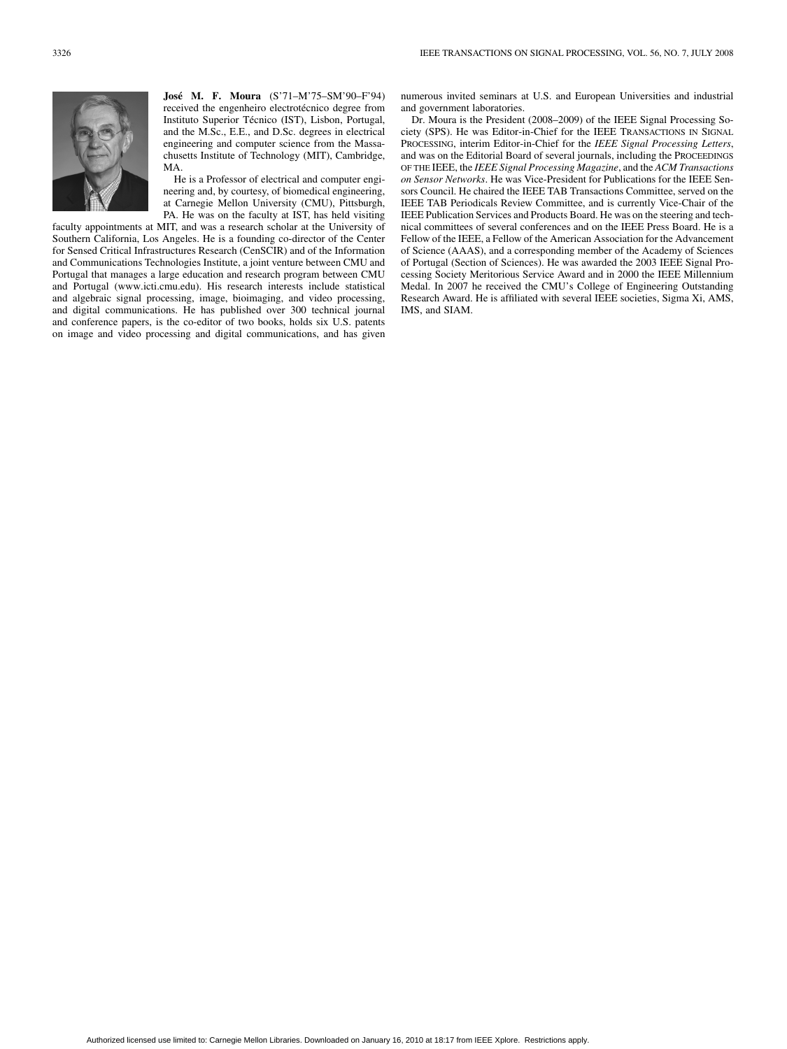**José M. F. Moura** (S'71–M'75–SM'90–F'94) received the engenheiro electrotécnico degree from Instituto Superior Técnico (IST), Lisbon, Portugal, and the M.Sc., E.E., and D.Sc. degrees in electrical engineering and computer science from the Massachusetts Institute of Technology (MIT), Cambridge, MA.

He is a Professor of electrical and computer engineering and, by courtesy, of biomedical engineering, at Carnegie Mellon University (CMU), Pittsburgh, PA. He was on the faculty at IST, has held visiting faculty appointments at MIT, and was a research scholar at the University of Southern California, Los Angeles. He is a founding co-director of the Center for Sensed Critical Infrastructures Research (CenSCIR) and of the Information and Communications Technologies Institute, a joint venture between CMU and Portugal that manages a large education and research program between CMU and Portugal (www.icti.cmu.edu). His research interests include statistical and algebraic signal processing, image, bioimaging, and video processing, and digital communications. He has published over 300 technical journal and conference papers, is the co-editor of two books, holds six U.S. patents on image and video processing and digital communications, and has given numerous invited seminars at U.S. and European Universities and industrial and government laboratories.

Dr. Moura is the President (2008–2009) of the IEEE Signal Processing Society (SPS). He was Editor-in-Chief for the IEEE TRANSACTIONS IN SIGNAL PROCESSING, interim Editor-in-Chief for the *IEEE Signal Processing Letters*, and was on the Editorial Board of several journals, including the PROCEEDINGS OF THE IEEE, the *IEEE Signal Processing Magazine*, and the *ACM Transactions on Sensor Networks*. He was Vice-President for Publications for the IEEE Sensors Council. He chaired the IEEE TAB Transactions Committee, served on the IEEE TAB Periodicals Review Committee, and is currently Vice-Chair of the IEEE Publication Services and Products Board. He was on the steering and technical committees of several conferences and on the IEEE Press Board. He is a Fellow of the IEEE, a Fellow of the American Association for the Advancement of Science (AAAS), and a corresponding member of the Academy of Sciences of Portugal (Section of Sciences). He was awarded the 2003 IEEE Signal Processing Society Meritorious Service Award and in 2000 the IEEE Millennium Medal. In 2007 he received the CMU's College of Engineering Outstanding Research Award. He is affiliated with several IEEE societies, Sigma Xi, AMS, IMS, and SIAM.